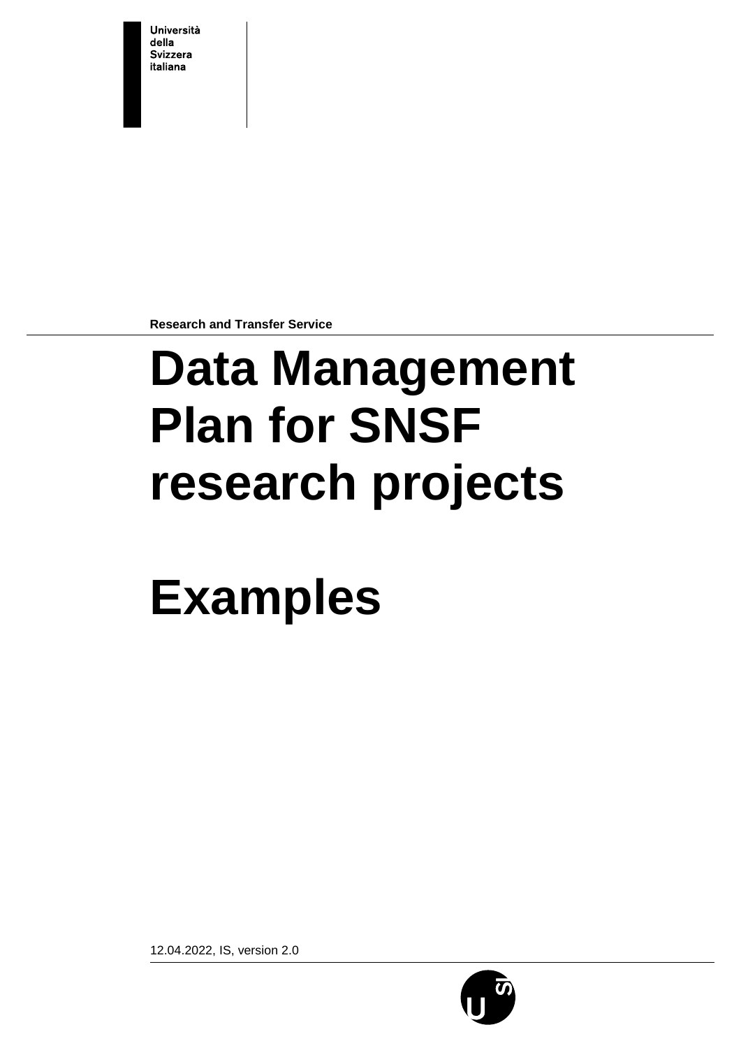Università
della
Svizzera
italiana

Research and Transfer Service

# Data Management Plan for SNSF research projects

# Examples

12.04.2022, IS, version 2.0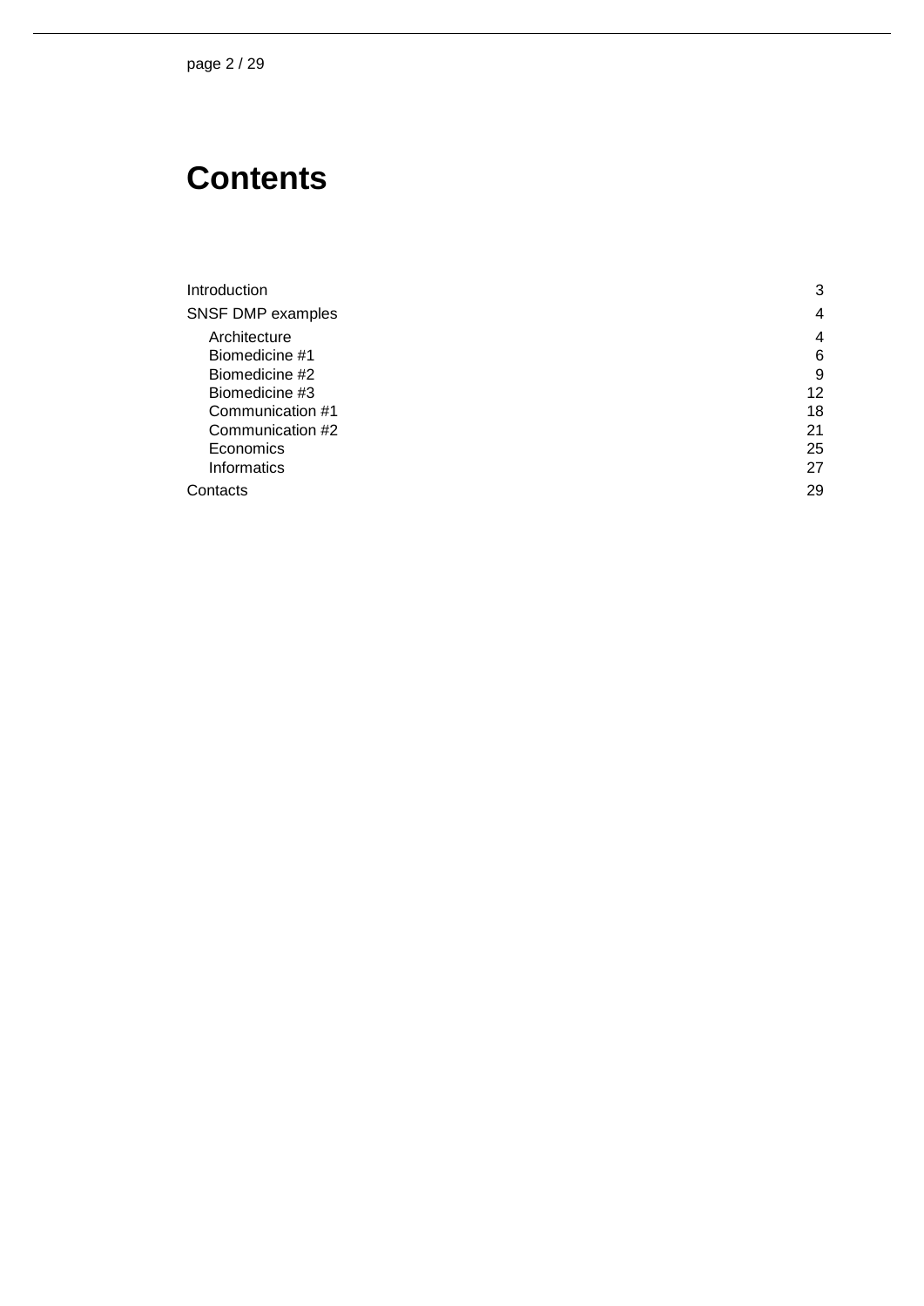# Contents

| | |
|---|---|
| Introduction | 3 |
| SNSF DMP examples | 4 |
| Architecture | 4 |
| Biomedicine #1 | 6 |
| Biomedicine #2 | 9 |
| Biomedicine #3 | 12 |
| Communication #1 | 18 |
| Communication #2 | 21 |
| Economics | 25 |
| Informatics | 27 |
| Contacts | 29 |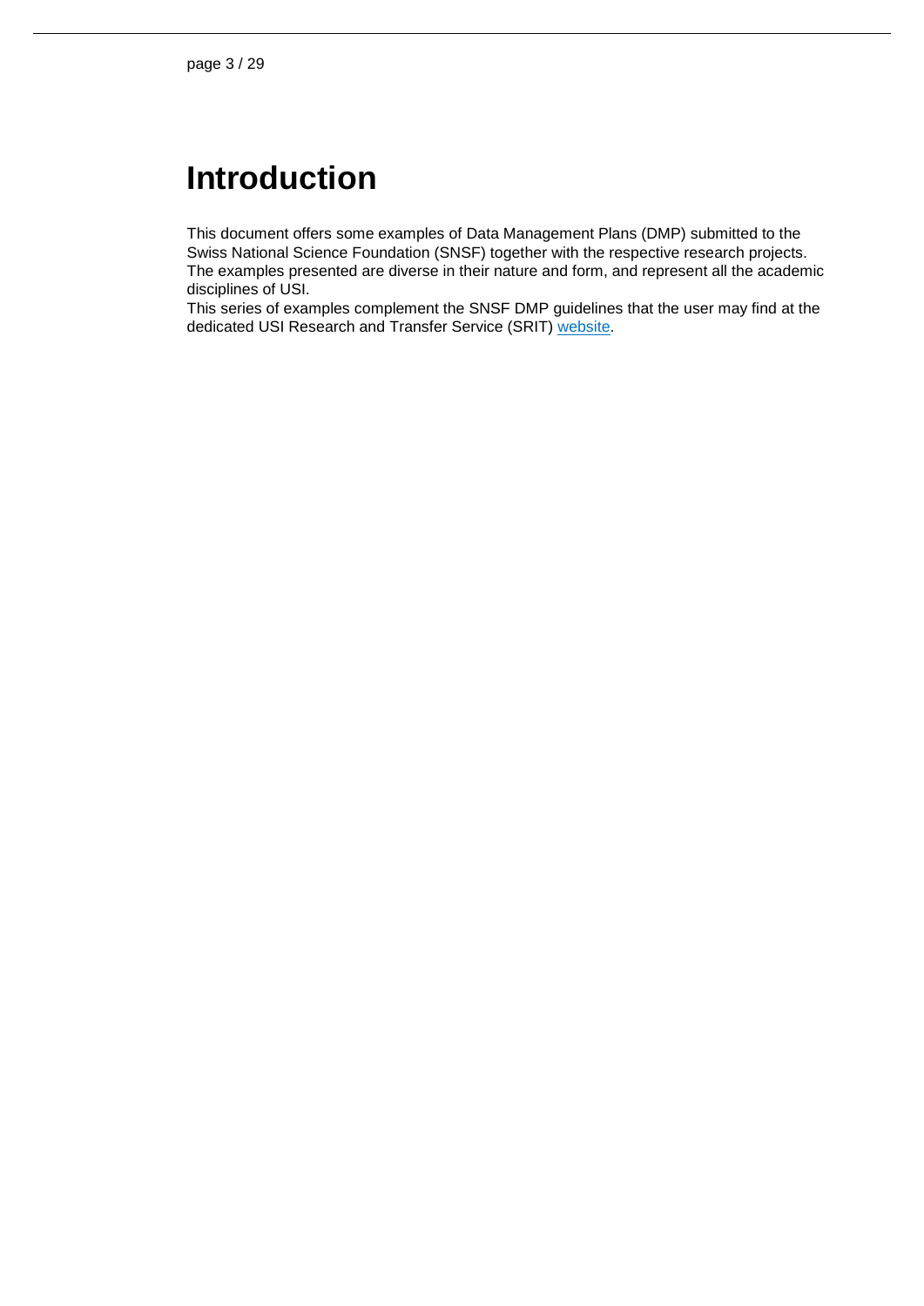# Introduction

This document offers some examples of Data Management Plans (DMP) submitted to the Swiss National Science Foundation (SNSF) together with the respective research projects. The examples presented are diverse in their nature and form, and represent all the academic disciplines of USI.
This series of examples complement the SNSF DMP guidelines that the user may find at the dedicated USI Research and Transfer Service (SRIT) website.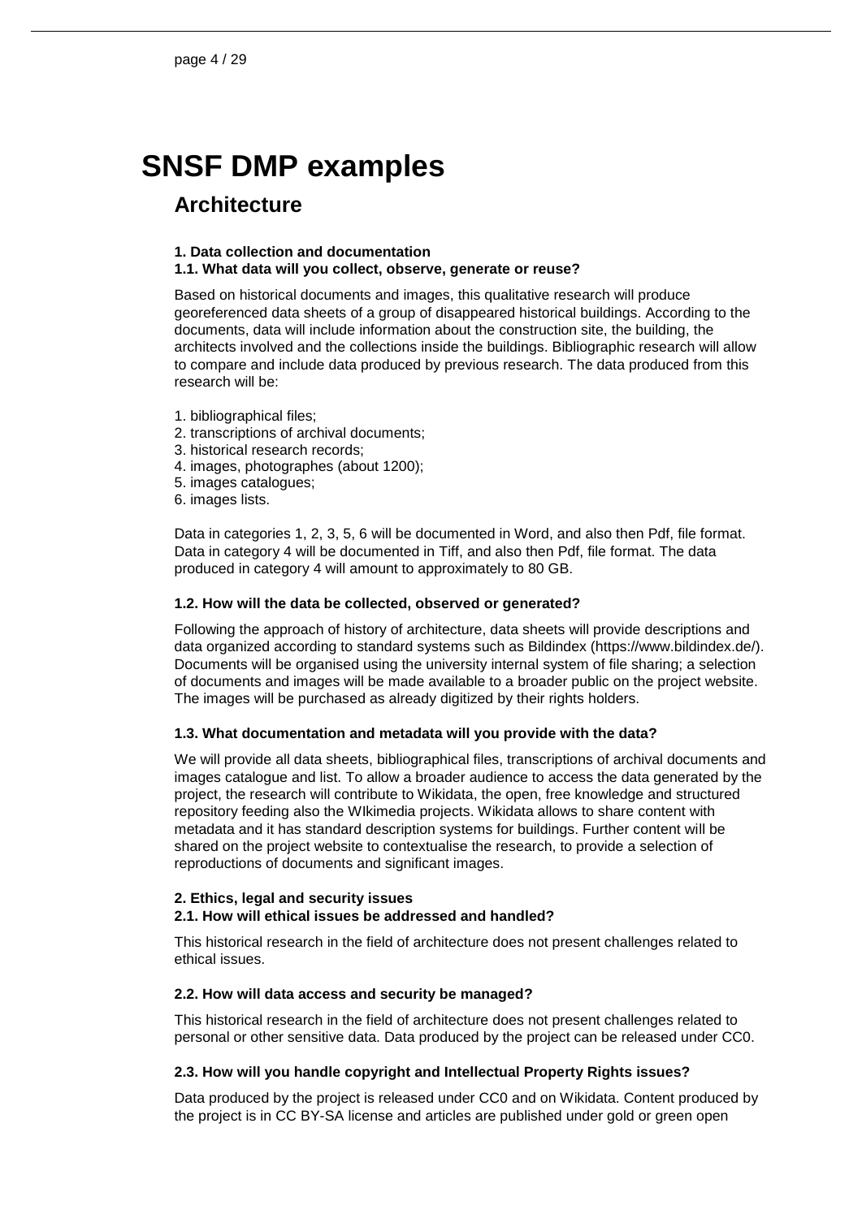# SNSF DMP examples

## Architecture

**1. Data collection and documentation**
**1.1. What data will you collect, observe, generate or reuse?**

Based on historical documents and images, this qualitative research will produce georeferenced data sheets of a group of disappeared historical buildings. According to the documents, data will include information about the construction site, the building, the architects involved and the collections inside the buildings. Bibliographic research will allow to compare and include data produced by previous research. The data produced from this research will be:

1. bibliographical files;
2. transcriptions of archival documents;
3. historical research records;
4. images, photographes (about 1200);
5. images catalogues;
6. images lists.

Data in categories 1, 2, 3, 5, 6 will be documented in Word, and also then Pdf, file format. Data in category 4 will be documented in Tiff, and also then Pdf, file format. The data produced in category 4 will amount to approximately to 80 GB.

**1.2. How will the data be collected, observed or generated?**

Following the approach of history of architecture, data sheets will provide descriptions and data organized according to standard systems such as Bildindex (https://www.bildindex.de/). Documents will be organised using the university internal system of file sharing; a selection of documents and images will be made available to a broader public on the project website. The images will be purchased as already digitized by their rights holders.

**1.3. What documentation and metadata will you provide with the data?**

We will provide all data sheets, bibliographical files, transcriptions of archival documents and images catalogue and list. To allow a broader audience to access the data generated by the project, the research will contribute to Wikidata, the open, free knowledge and structured repository feeding also the WIkimedia projects. Wikidata allows to share content with metadata and it has standard description systems for buildings. Further content will be shared on the project website to contextualise the research, to provide a selection of reproductions of documents and significant images.

**2. Ethics, legal and security issues**
**2.1. How will ethical issues be addressed and handled?**

This historical research in the field of architecture does not present challenges related to ethical issues.

**2.2. How will data access and security be managed?**

This historical research in the field of architecture does not present challenges related to personal or other sensitive data. Data produced by the project can be released under CC0.

**2.3. How will you handle copyright and Intellectual Property Rights issues?**

Data produced by the project is released under CC0 and on Wikidata. Content produced by the project is in CC BY-SA license and articles are published under gold or green open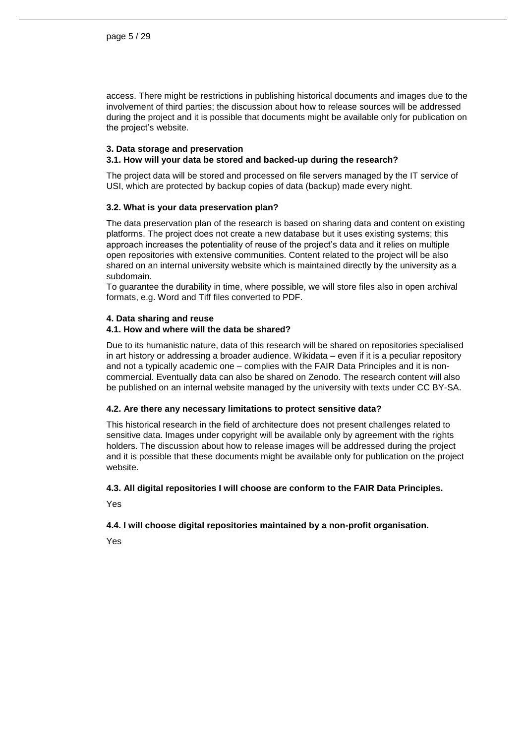access. There might be restrictions in publishing historical documents and images due to the involvement of third parties; the discussion about how to release sources will be addressed during the project and it is possible that documents might be available only for publication on the project's website.

## 3. Data storage and preservation

### 3.1. How will your data be stored and backed-up during the research?

The project data will be stored and processed on file servers managed by the IT service of USI, which are protected by backup copies of data (backup) made every night.

### 3.2. What is your data preservation plan?

The data preservation plan of the research is based on sharing data and content on existing platforms. The project does not create a new database but it uses existing systems; this approach increases the potentiality of reuse of the project's data and it relies on multiple open repositories with extensive communities. Content related to the project will be also shared on an internal university website which is maintained directly by the university as a subdomain.

To guarantee the durability in time, where possible, we will store files also in open archival formats, e.g. Word and Tiff files converted to PDF.

## 4. Data sharing and reuse

### 4.1. How and where will the data be shared?

Due to its humanistic nature, data of this research will be shared on repositories specialised in art history or addressing a broader audience. Wikidata – even if it is a peculiar repository and not a typically academic one – complies with the FAIR Data Principles and it is non-commercial. Eventually data can also be shared on Zenodo. The research content will also be published on an internal website managed by the university with texts under CC BY-SA.

### 4.2. Are there any necessary limitations to protect sensitive data?

This historical research in the field of architecture does not present challenges related to sensitive data. Images under copyright will be available only by agreement with the rights holders. The discussion about how to release images will be addressed during the project and it is possible that these documents might be available only for publication on the project website.

### 4.3. All digital repositories I will choose are conform to the FAIR Data Principles.

Yes

### 4.4. I will choose digital repositories maintained by a non-profit organisation.

Yes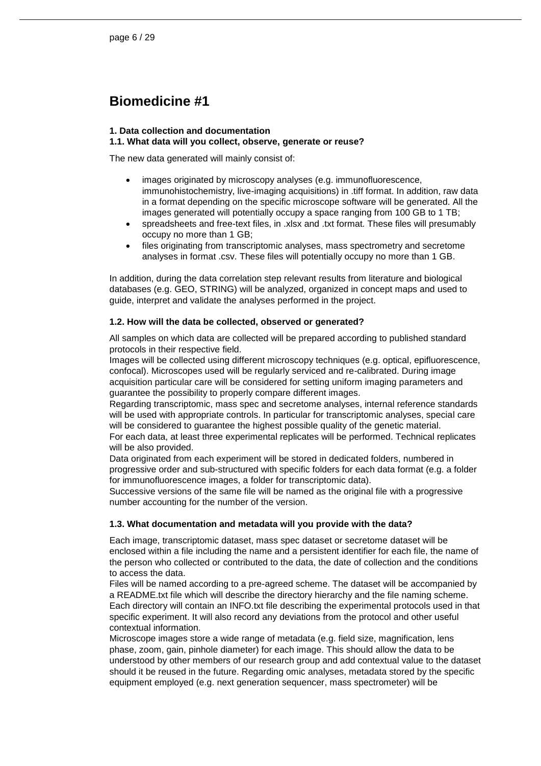# Biomedicine #1

**1. Data collection and documentation**
**1.1. What data will you collect, observe, generate or reuse?**

The new data generated will mainly consist of:

- images originated by microscopy analyses (e.g. immunofluorescence, immunohistochemistry, live-imaging acquisitions) in .tiff format. In addition, raw data in a format depending on the specific microscope software will be generated. All the images generated will potentially occupy a space ranging from 100 GB to 1 TB;
- spreadsheets and free-text files, in .xlsx and .txt format. These files will presumably occupy no more than 1 GB;
- files originating from transcriptomic analyses, mass spectrometry and secretome analyses in format .csv. These files will potentially occupy no more than 1 GB.

In addition, during the data correlation step relevant results from literature and biological databases (e.g. GEO, STRING) will be analyzed, organized in concept maps and used to guide, interpret and validate the analyses performed in the project.

**1.2. How will the data be collected, observed or generated?**

All samples on which data are collected will be prepared according to published standard protocols in their respective field.
Images will be collected using different microscopy techniques (e.g. optical, epifluorescence, confocal). Microscopes used will be regularly serviced and re-calibrated. During image acquisition particular care will be considered for setting uniform imaging parameters and guarantee the possibility to properly compare different images.
Regarding transcriptomic, mass spec and secretome analyses, internal reference standards will be used with appropriate controls. In particular for transcriptomic analyses, special care will be considered to guarantee the highest possible quality of the genetic material.
For each data, at least three experimental replicates will be performed. Technical replicates will be also provided.
Data originated from each experiment will be stored in dedicated folders, numbered in progressive order and sub-structured with specific folders for each data format (e.g. a folder for immunofluorescence images, a folder for transcriptomic data).
Successive versions of the same file will be named as the original file with a progressive number accounting for the number of the version.

**1.3. What documentation and metadata will you provide with the data?**

Each image, transcriptomic dataset, mass spec dataset or secretome dataset will be enclosed within a file including the name and a persistent identifier for each file, the name of the person who collected or contributed to the data, the date of collection and the conditions to access the data.
Files will be named according to a pre-agreed scheme. The dataset will be accompanied by a README.txt file which will describe the directory hierarchy and the file naming scheme.
Each directory will contain an INFO.txt file describing the experimental protocols used in that specific experiment. It will also record any deviations from the protocol and other useful contextual information.
Microscope images store a wide range of metadata (e.g. field size, magnification, lens phase, zoom, gain, pinhole diameter) for each image. This should allow the data to be understood by other members of our research group and add contextual value to the dataset should it be reused in the future. Regarding omic analyses, metadata stored by the specific equipment employed (e.g. next generation sequencer, mass spectrometer) will be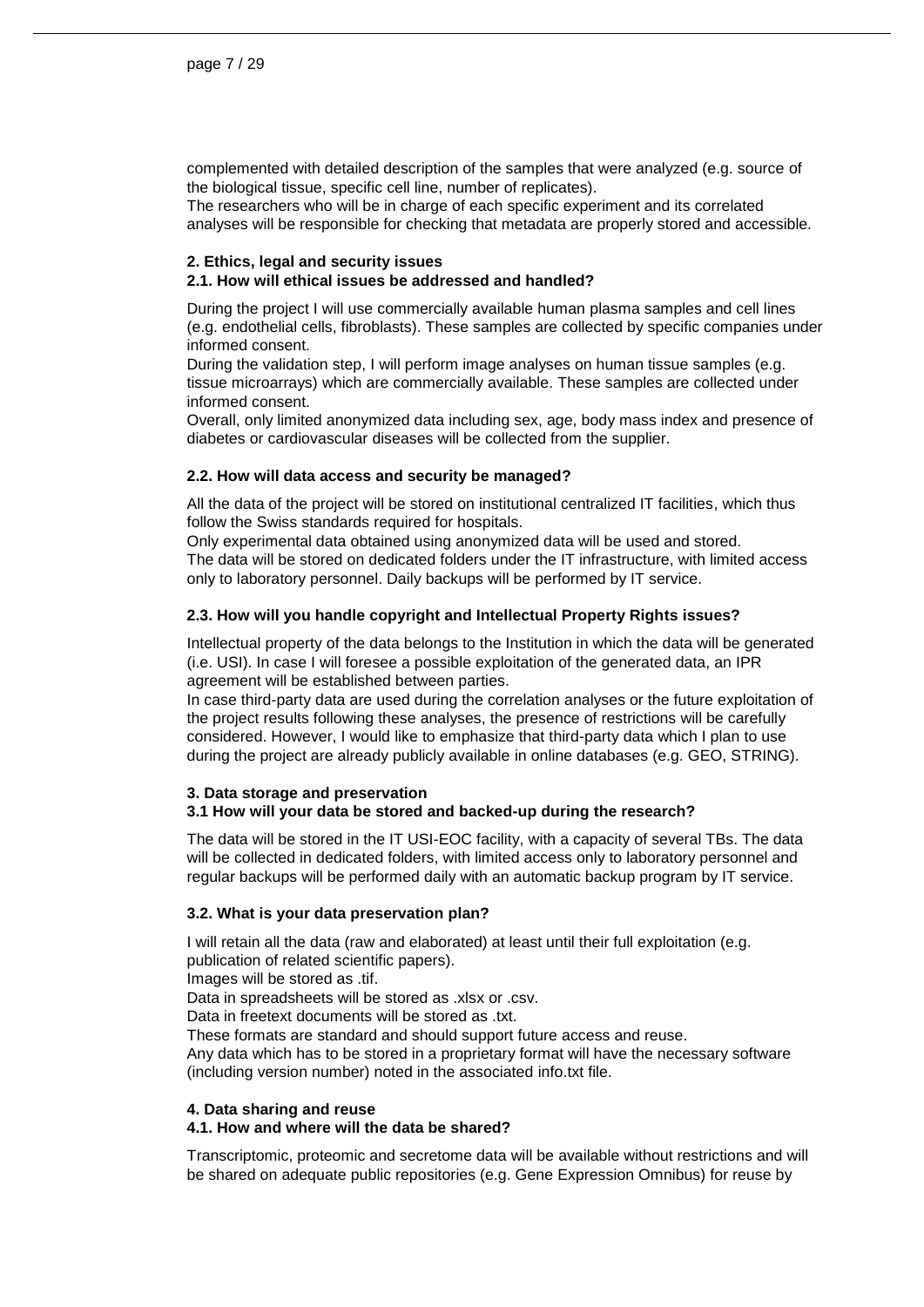complemented with detailed description of the samples that were analyzed (e.g. source of the biological tissue, specific cell line, number of replicates).
The researchers who will be in charge of each specific experiment and its correlated analyses will be responsible for checking that metadata are properly stored and accessible.

## 2. Ethics, legal and security issues

### 2.1. How will ethical issues be addressed and handled?

During the project I will use commercially available human plasma samples and cell lines (e.g. endothelial cells, fibroblasts). These samples are collected by specific companies under informed consent.
During the validation step, I will perform image analyses on human tissue samples (e.g. tissue microarrays) which are commercially available. These samples are collected under informed consent.
Overall, only limited anonymized data including sex, age, body mass index and presence of diabetes or cardiovascular diseases will be collected from the supplier.

### 2.2. How will data access and security be managed?

All the data of the project will be stored on institutional centralized IT facilities, which thus follow the Swiss standards required for hospitals.
Only experimental data obtained using anonymized data will be used and stored.
The data will be stored on dedicated folders under the IT infrastructure, with limited access only to laboratory personnel. Daily backups will be performed by IT service.

### 2.3. How will you handle copyright and Intellectual Property Rights issues?

Intellectual property of the data belongs to the Institution in which the data will be generated (i.e. USI). In case I will foresee a possible exploitation of the generated data, an IPR agreement will be established between parties.
In case third-party data are used during the correlation analyses or the future exploitation of the project results following these analyses, the presence of restrictions will be carefully considered. However, I would like to emphasize that third-party data which I plan to use during the project are already publicly available in online databases (e.g. GEO, STRING).

## 3. Data storage and preservation

### 3.1 How will your data be stored and backed-up during the research?

The data will be stored in the IT USI-EOC facility, with a capacity of several TBs. The data will be collected in dedicated folders, with limited access only to laboratory personnel and regular backups will be performed daily with an automatic backup program by IT service.

### 3.2. What is your data preservation plan?

I will retain all the data (raw and elaborated) at least until their full exploitation (e.g. publication of related scientific papers).
Images will be stored as .tif.
Data in spreadsheets will be stored as .xlsx or .csv.
Data in freetext documents will be stored as .txt.
These formats are standard and should support future access and reuse.
Any data which has to be stored in a proprietary format will have the necessary software (including version number) noted in the associated info.txt file.

## 4. Data sharing and reuse

### 4.1. How and where will the data be shared?

Transcriptomic, proteomic and secretome data will be available without restrictions and will be shared on adequate public repositories (e.g. Gene Expression Omnibus) for reuse by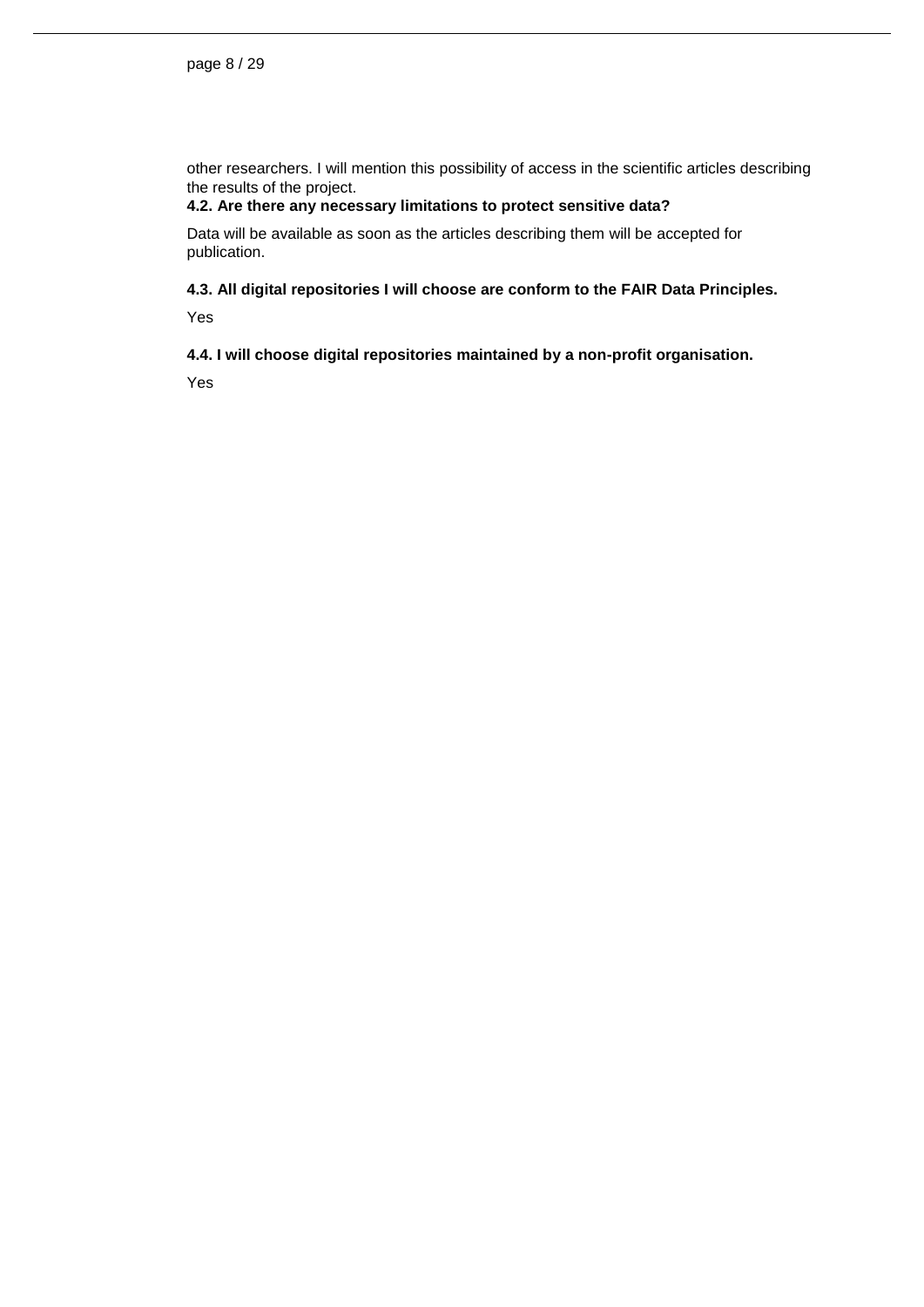other researchers. I will mention this possibility of access in the scientific articles describing the results of the project.

**4.2. Are there any necessary limitations to protect sensitive data?**

Data will be available as soon as the articles describing them will be accepted for publication.

**4.3. All digital repositories I will choose are conform to the FAIR Data Principles.**

Yes

**4.4. I will choose digital repositories maintained by a non-profit organisation.**

Yes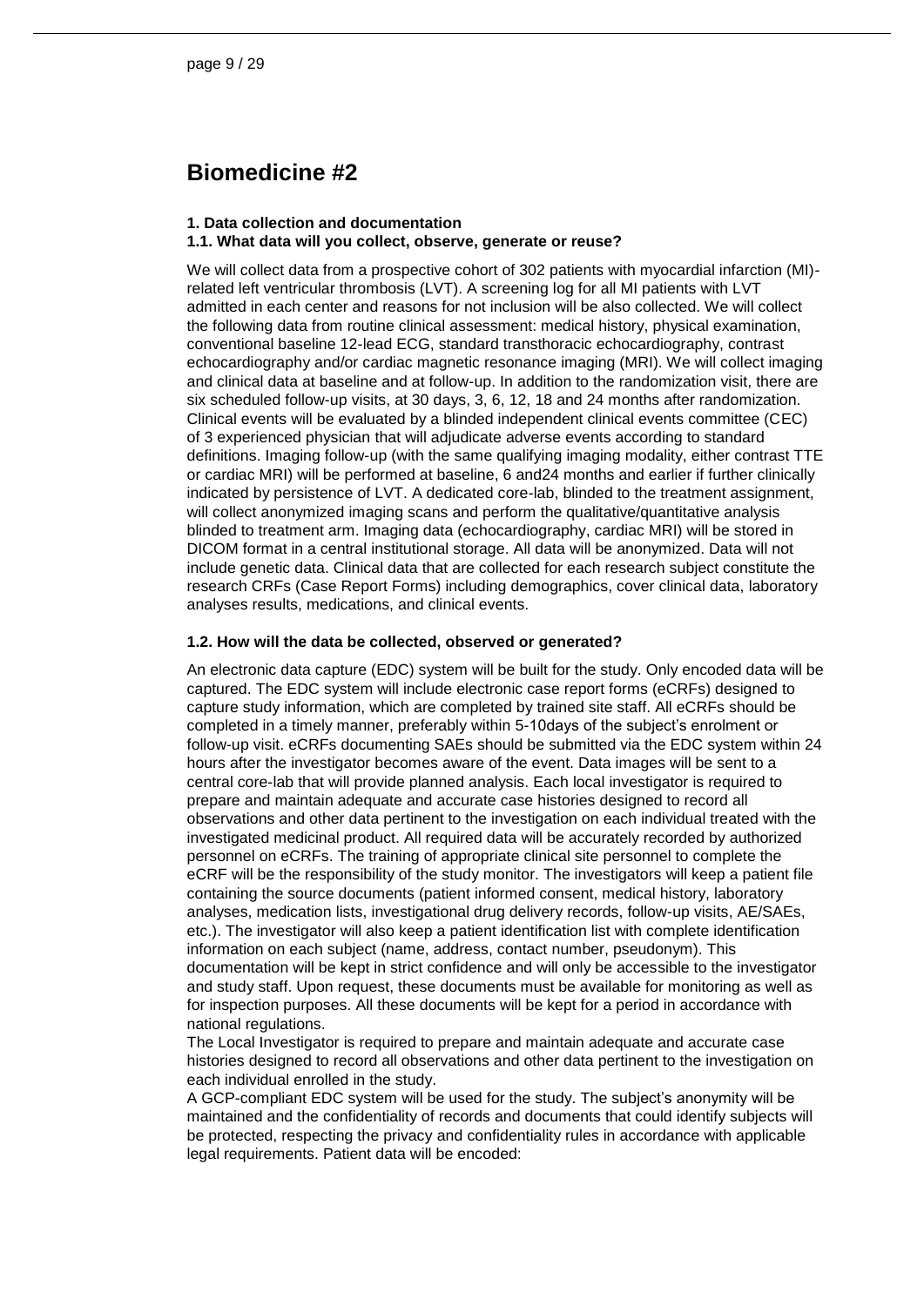# Biomedicine #2

### 1. Data collection and documentation

### 1.1. What data will you collect, observe, generate or reuse?

We will collect data from a prospective cohort of 302 patients with myocardial infarction (MI)-related left ventricular thrombosis (LVT). A screening log for all MI patients with LVT admitted in each center and reasons for not inclusion will be also collected. We will collect the following data from routine clinical assessment: medical history, physical examination, conventional baseline 12-lead ECG, standard transthoracic echocardiography, contrast echocardiography and/or cardiac magnetic resonance imaging (MRI). We will collect imaging and clinical data at baseline and at follow-up. In addition to the randomization visit, there are six scheduled follow-up visits, at 30 days, 3, 6, 12, 18 and 24 months after randomization. Clinical events will be evaluated by a blinded independent clinical events committee (CEC) of 3 experienced physician that will adjudicate adverse events according to standard definitions. Imaging follow-up (with the same qualifying imaging modality, either contrast TTE or cardiac MRI) will be performed at baseline, 6 and24 months and earlier if further clinically indicated by persistence of LVT. A dedicated core-lab, blinded to the treatment assignment, will collect anonymized imaging scans and perform the qualitative/quantitative analysis blinded to treatment arm. Imaging data (echocardiography, cardiac MRI) will be stored in DICOM format in a central institutional storage. All data will be anonymized. Data will not include genetic data. Clinical data that are collected for each research subject constitute the research CRFs (Case Report Forms) including demographics, cover clinical data, laboratory analyses results, medications, and clinical events.

### 1.2. How will the data be collected, observed or generated?

An electronic data capture (EDC) system will be built for the study. Only encoded data will be captured. The EDC system will include electronic case report forms (eCRFs) designed to capture study information, which are completed by trained site staff. All eCRFs should be completed in a timely manner, preferably within 5-10days of the subject's enrolment or follow-up visit. eCRFs documenting SAEs should be submitted via the EDC system within 24 hours after the investigator becomes aware of the event. Data images will be sent to a central core-lab that will provide planned analysis. Each local investigator is required to prepare and maintain adequate and accurate case histories designed to record all observations and other data pertinent to the investigation on each individual treated with the investigated medicinal product. All required data will be accurately recorded by authorized personnel on eCRFs. The training of appropriate clinical site personnel to complete the eCRF will be the responsibility of the study monitor. The investigators will keep a patient file containing the source documents (patient informed consent, medical history, laboratory analyses, medication lists, investigational drug delivery records, follow-up visits, AE/SAEs, etc.). The investigator will also keep a patient identification list with complete identification information on each subject (name, address, contact number, pseudonym). This documentation will be kept in strict confidence and will only be accessible to the investigator and study staff. Upon request, these documents must be available for monitoring as well as for inspection purposes. All these documents will be kept for a period in accordance with national regulations.

The Local Investigator is required to prepare and maintain adequate and accurate case histories designed to record all observations and other data pertinent to the investigation on each individual enrolled in the study.

A GCP-compliant EDC system will be used for the study. The subject's anonymity will be maintained and the confidentiality of records and documents that could identify subjects will be protected, respecting the privacy and confidentiality rules in accordance with applicable legal requirements. Patient data will be encoded: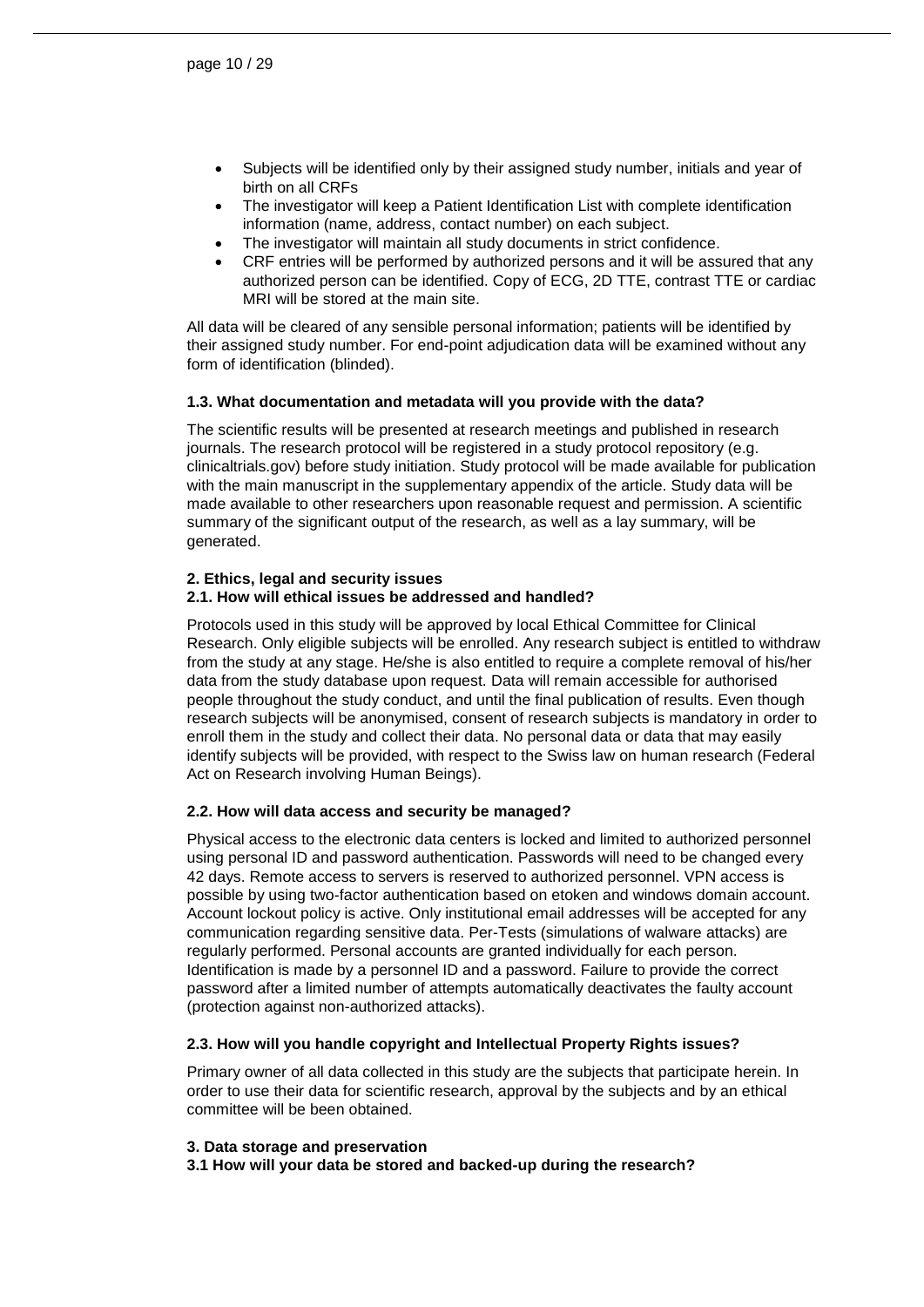- Subjects will be identified only by their assigned study number, initials and year of birth on all CRFs
- The investigator will keep a Patient Identification List with complete identification information (name, address, contact number) on each subject.
- The investigator will maintain all study documents in strict confidence.
- CRF entries will be performed by authorized persons and it will be assured that any authorized person can be identified. Copy of ECG, 2D TTE, contrast TTE or cardiac MRI will be stored at the main site.

All data will be cleared of any sensible personal information; patients will be identified by their assigned study number. For end-point adjudication data will be examined without any form of identification (blinded).

### 1.3. What documentation and metadata will you provide with the data?

The scientific results will be presented at research meetings and published in research journals. The research protocol will be registered in a study protocol repository (e.g. clinicaltrials.gov) before study initiation. Study protocol will be made available for publication with the main manuscript in the supplementary appendix of the article. Study data will be made available to other researchers upon reasonable request and permission. A scientific summary of the significant output of the research, as well as a lay summary, will be generated.

## 2. Ethics, legal and security issues

### 2.1. How will ethical issues be addressed and handled?

Protocols used in this study will be approved by local Ethical Committee for Clinical Research. Only eligible subjects will be enrolled. Any research subject is entitled to withdraw from the study at any stage. He/she is also entitled to require a complete removal of his/her data from the study database upon request. Data will remain accessible for authorised people throughout the study conduct, and until the final publication of results. Even though research subjects will be anonymised, consent of research subjects is mandatory in order to enroll them in the study and collect their data. No personal data or data that may easily identify subjects will be provided, with respect to the Swiss law on human research (Federal Act on Research involving Human Beings).

### 2.2. How will data access and security be managed?

Physical access to the electronic data centers is locked and limited to authorized personnel using personal ID and password authentication. Passwords will need to be changed every 42 days. Remote access to servers is reserved to authorized personnel. VPN access is possible by using two-factor authentication based on etoken and windows domain account. Account lockout policy is active. Only institutional email addresses will be accepted for any communication regarding sensitive data. Per-Tests (simulations of walware attacks) are regularly performed. Personal accounts are granted individually for each person. Identification is made by a personnel ID and a password. Failure to provide the correct password after a limited number of attempts automatically deactivates the faulty account (protection against non-authorized attacks).

### 2.3. How will you handle copyright and Intellectual Property Rights issues?

Primary owner of all data collected in this study are the subjects that participate herein. In order to use their data for scientific research, approval by the subjects and by an ethical committee will be been obtained.

## 3. Data storage and preservation

### 3.1 How will your data be stored and backed-up during the research?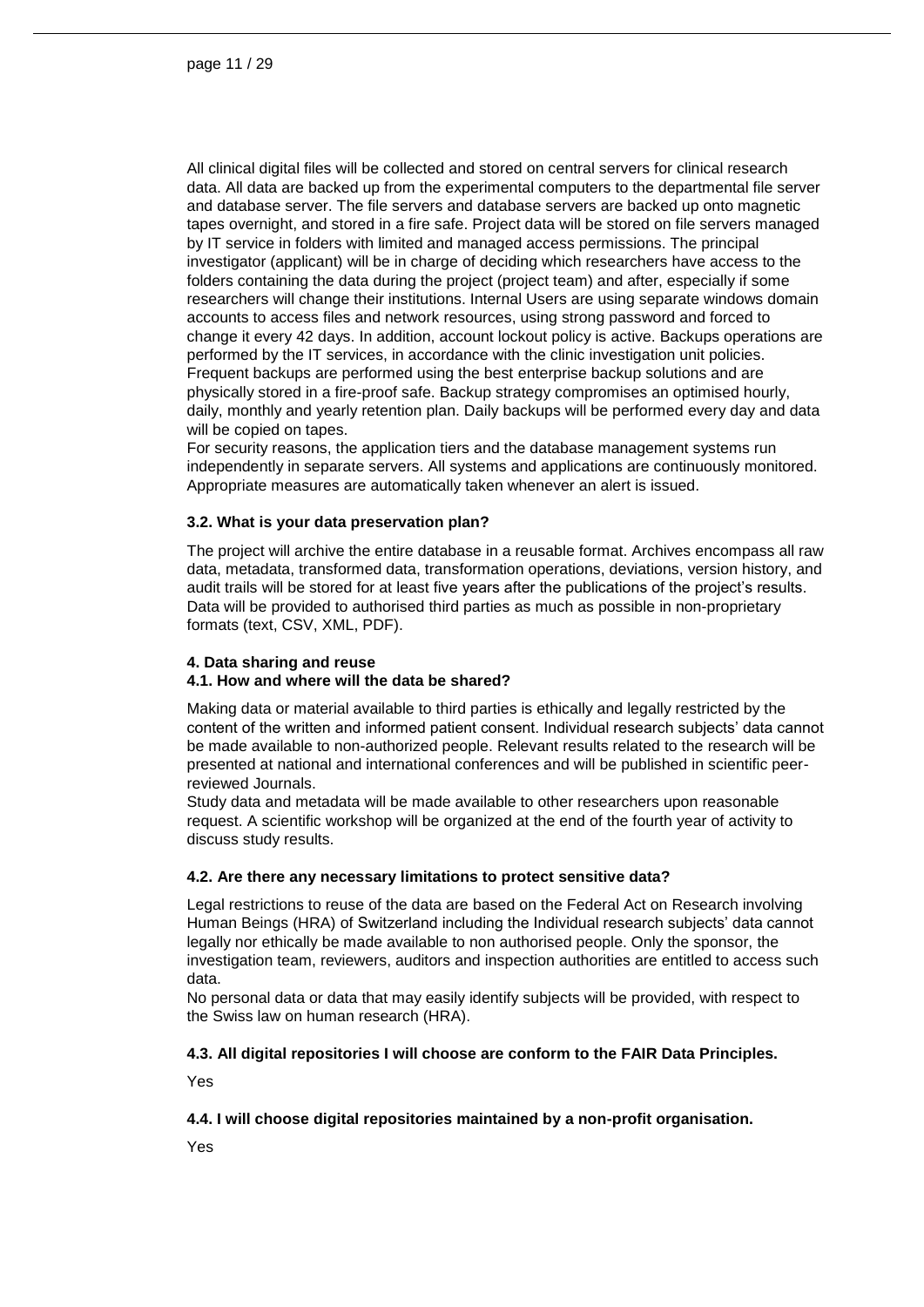All clinical digital files will be collected and stored on central servers for clinical research data. All data are backed up from the experimental computers to the departmental file server and database server. The file servers and database servers are backed up onto magnetic tapes overnight, and stored in a fire safe. Project data will be stored on file servers managed by IT service in folders with limited and managed access permissions. The principal investigator (applicant) will be in charge of deciding which researchers have access to the folders containing the data during the project (project team) and after, especially if some researchers will change their institutions. Internal Users are using separate windows domain accounts to access files and network resources, using strong password and forced to change it every 42 days. In addition, account lockout policy is active. Backups operations are performed by the IT services, in accordance with the clinic investigation unit policies. Frequent backups are performed using the best enterprise backup solutions and are physically stored in a fire-proof safe. Backup strategy compromises an optimised hourly, daily, monthly and yearly retention plan. Daily backups will be performed every day and data will be copied on tapes.
For security reasons, the application tiers and the database management systems run independently in separate servers. All systems and applications are continuously monitored. Appropriate measures are automatically taken whenever an alert is issued.

### 3.2. What is your data preservation plan?

The project will archive the entire database in a reusable format. Archives encompass all raw data, metadata, transformed data, transformation operations, deviations, version history, and audit trails will be stored for at least five years after the publications of the project's results. Data will be provided to authorised third parties as much as possible in non-proprietary formats (text, CSV, XML, PDF).

## 4. Data sharing and reuse

### 4.1. How and where will the data be shared?

Making data or material available to third parties is ethically and legally restricted by the content of the written and informed patient consent. Individual research subjects' data cannot be made available to non-authorized people. Relevant results related to the research will be presented at national and international conferences and will be published in scientific peer-reviewed Journals.
Study data and metadata will be made available to other researchers upon reasonable request. A scientific workshop will be organized at the end of the fourth year of activity to discuss study results.

### 4.2. Are there any necessary limitations to protect sensitive data?

Legal restrictions to reuse of the data are based on the Federal Act on Research involving Human Beings (HRA) of Switzerland including the Individual research subjects' data cannot legally nor ethically be made available to non authorised people. Only the sponsor, the investigation team, reviewers, auditors and inspection authorities are entitled to access such data.
No personal data or data that may easily identify subjects will be provided, with respect to the Swiss law on human research (HRA).

### 4.3. All digital repositories I will choose are conform to the FAIR Data Principles.

Yes

### 4.4. I will choose digital repositories maintained by a non-profit organisation.

Yes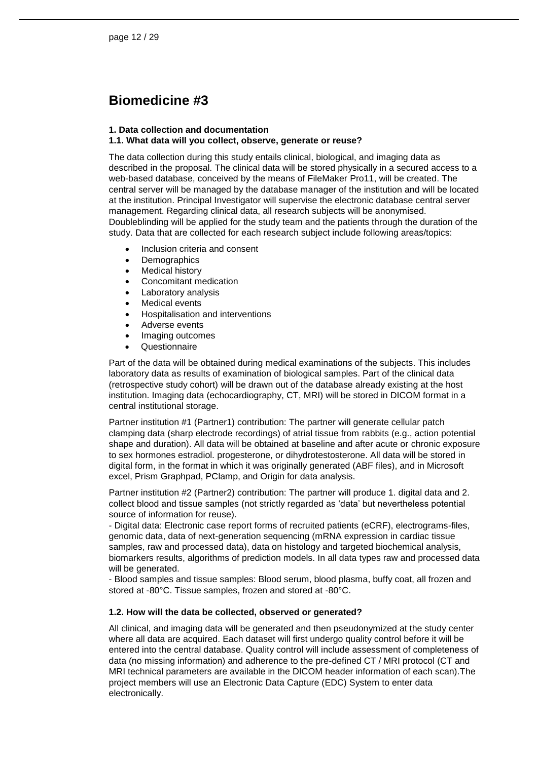# Biomedicine #3

**1. Data collection and documentation**

**1.1. What data will you collect, observe, generate or reuse?**

The data collection during this study entails clinical, biological, and imaging data as described in the proposal. The clinical data will be stored physically in a secured access to a web-based database, conceived by the means of FileMaker Pro11, will be created. The central server will be managed by the database manager of the institution and will be located at the institution. Principal Investigator will supervise the electronic database central server management. Regarding clinical data, all research subjects will be anonymised. Doubleblinding will be applied for the study team and the patients through the duration of the study. Data that are collected for each research subject include following areas/topics:

- Inclusion criteria and consent
- Demographics
- Medical history
- Concomitant medication
- Laboratory analysis
- Medical events
- Hospitalisation and interventions
- Adverse events
- Imaging outcomes
- Questionnaire

Part of the data will be obtained during medical examinations of the subjects. This includes laboratory data as results of examination of biological samples. Part of the clinical data (retrospective study cohort) will be drawn out of the database already existing at the host institution. Imaging data (echocardiography, CT, MRI) will be stored in DICOM format in a central institutional storage.

Partner institution #1 (Partner1) contribution: The partner will generate cellular patch clamping data (sharp electrode recordings) of atrial tissue from rabbits (e.g., action potential shape and duration). All data will be obtained at baseline and after acute or chronic exposure to sex hormones estradiol. progesterone, or dihydrotestosterone. All data will be stored in digital form, in the format in which it was originally generated (ABF files), and in Microsoft excel, Prism Graphpad, PClamp, and Origin for data analysis.

Partner institution #2 (Partner2) contribution: The partner will produce 1. digital data and 2. collect blood and tissue samples (not strictly regarded as 'data' but nevertheless potential source of information for reuse).

- Digital data: Electronic case report forms of recruited patients (eCRF), electrograms-files, genomic data, data of next-generation sequencing (mRNA expression in cardiac tissue samples, raw and processed data), data on histology and targeted biochemical analysis, biomarkers results, algorithms of prediction models. In all data types raw and processed data will be generated.
- Blood samples and tissue samples: Blood serum, blood plasma, buffy coat, all frozen and stored at -80°C. Tissue samples, frozen and stored at -80°C.

**1.2. How will the data be collected, observed or generated?**

All clinical, and imaging data will be generated and then pseudonymized at the study center where all data are acquired. Each dataset will first undergo quality control before it will be entered into the central database. Quality control will include assessment of completeness of data (no missing information) and adherence to the pre-defined CT / MRI protocol (CT and MRI technical parameters are available in the DICOM header information of each scan).The project members will use an Electronic Data Capture (EDC) System to enter data electronically.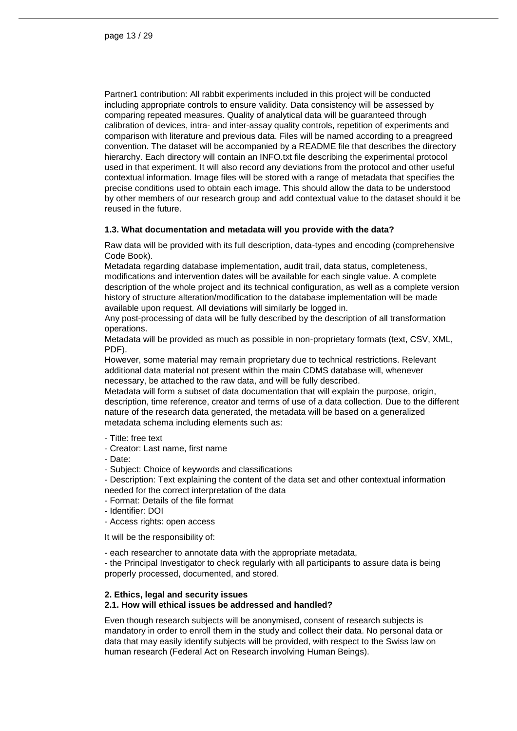Partner1 contribution: All rabbit experiments included in this project will be conducted including appropriate controls to ensure validity. Data consistency will be assessed by comparing repeated measures. Quality of analytical data will be guaranteed through calibration of devices, intra- and inter-assay quality controls, repetition of experiments and comparison with literature and previous data. Files will be named according to a preagreed convention. The dataset will be accompanied by a README file that describes the directory hierarchy. Each directory will contain an INFO.txt file describing the experimental protocol used in that experiment. It will also record any deviations from the protocol and other useful contextual information. Image files will be stored with a range of metadata that specifies the precise conditions used to obtain each image. This should allow the data to be understood by other members of our research group and add contextual value to the dataset should it be reused in the future.

### 1.3. What documentation and metadata will you provide with the data?

Raw data will be provided with its full description, data-types and encoding (comprehensive Code Book).

Metadata regarding database implementation, audit trail, data status, completeness, modifications and intervention dates will be available for each single value. A complete description of the whole project and its technical configuration, as well as a complete version history of structure alteration/modification to the database implementation will be made available upon request. All deviations will similarly be logged in.

Any post-processing of data will be fully described by the description of all transformation operations.

Metadata will be provided as much as possible in non-proprietary formats (text, CSV, XML, PDF).

However, some material may remain proprietary due to technical restrictions. Relevant additional data material not present within the main CDMS database will, whenever necessary, be attached to the raw data, and will be fully described.

Metadata will form a subset of data documentation that will explain the purpose, origin, description, time reference, creator and terms of use of a data collection. Due to the different nature of the research data generated, the metadata will be based on a generalized metadata schema including elements such as:

- Title: free text
- Creator: Last name, first name
- Date:
- Subject: Choice of keywords and classifications
- Description: Text explaining the content of the data set and other contextual information needed for the correct interpretation of the data
- Format: Details of the file format
- Identifier: DOI
- Access rights: open access

It will be the responsibility of:

- each researcher to annotate data with the appropriate metadata,
- the Principal Investigator to check regularly with all participants to assure data is being properly processed, documented, and stored.

## 2. Ethics, legal and security issues

### 2.1. How will ethical issues be addressed and handled?

Even though research subjects will be anonymised, consent of research subjects is mandatory in order to enroll them in the study and collect their data. No personal data or data that may easily identify subjects will be provided, with respect to the Swiss law on human research (Federal Act on Research involving Human Beings).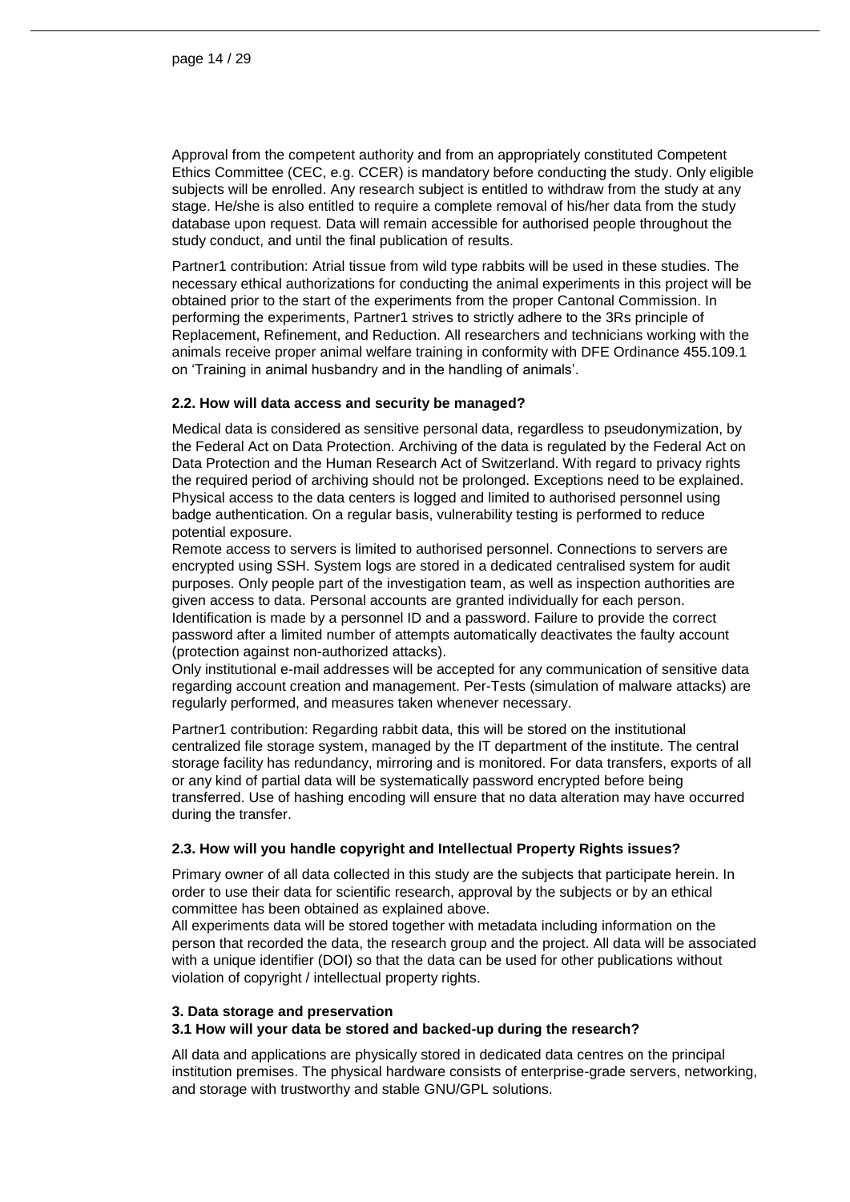Approval from the competent authority and from an appropriately constituted Competent Ethics Committee (CEC, e.g. CCER) is mandatory before conducting the study. Only eligible subjects will be enrolled. Any research subject is entitled to withdraw from the study at any stage. He/she is also entitled to require a complete removal of his/her data from the study database upon request. Data will remain accessible for authorised people throughout the study conduct, and until the final publication of results.

Partner1 contribution: Atrial tissue from wild type rabbits will be used in these studies. The necessary ethical authorizations for conducting the animal experiments in this project will be obtained prior to the start of the experiments from the proper Cantonal Commission. In performing the experiments, Partner1 strives to strictly adhere to the 3Rs principle of Replacement, Refinement, and Reduction. All researchers and technicians working with the animals receive proper animal welfare training in conformity with DFE Ordinance 455.109.1 on 'Training in animal husbandry and in the handling of animals'.

### 2.2. How will data access and security be managed?

Medical data is considered as sensitive personal data, regardless to pseudonymization, by the Federal Act on Data Protection. Archiving of the data is regulated by the Federal Act on Data Protection and the Human Research Act of Switzerland. With regard to privacy rights the required period of archiving should not be prolonged. Exceptions need to be explained. Physical access to the data centers is logged and limited to authorised personnel using badge authentication. On a regular basis, vulnerability testing is performed to reduce potential exposure.
Remote access to servers is limited to authorised personnel. Connections to servers are encrypted using SSH. System logs are stored in a dedicated centralised system for audit purposes. Only people part of the investigation team, as well as inspection authorities are given access to data. Personal accounts are granted individually for each person. Identification is made by a personnel ID and a password. Failure to provide the correct password after a limited number of attempts automatically deactivates the faulty account (protection against non-authorized attacks).
Only institutional e-mail addresses will be accepted for any communication of sensitive data regarding account creation and management. Per-Tests (simulation of malware attacks) are regularly performed, and measures taken whenever necessary.

Partner1 contribution: Regarding rabbit data, this will be stored on the institutional centralized file storage system, managed by the IT department of the institute. The central storage facility has redundancy, mirroring and is monitored. For data transfers, exports of all or any kind of partial data will be systematically password encrypted before being transferred. Use of hashing encoding will ensure that no data alteration may have occurred during the transfer.

### 2.3. How will you handle copyright and Intellectual Property Rights issues?

Primary owner of all data collected in this study are the subjects that participate herein. In order to use their data for scientific research, approval by the subjects or by an ethical committee has been obtained as explained above.
All experiments data will be stored together with metadata including information on the person that recorded the data, the research group and the project. All data will be associated with a unique identifier (DOI) so that the data can be used for other publications without violation of copyright / intellectual property rights.

## 3. Data storage and preservation

### 3.1 How will your data be stored and backed-up during the research?

All data and applications are physically stored in dedicated data centres on the principal institution premises. The physical hardware consists of enterprise-grade servers, networking, and storage with trustworthy and stable GNU/GPL solutions.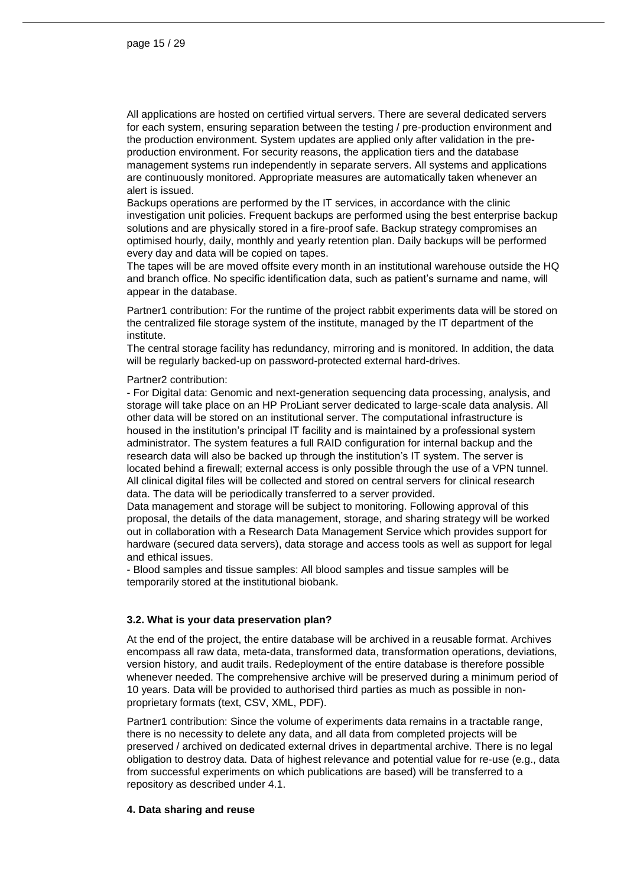All applications are hosted on certified virtual servers. There are several dedicated servers for each system, ensuring separation between the testing / pre-production environment and the production environment. System updates are applied only after validation in the pre-production environment. For security reasons, the application tiers and the database management systems run independently in separate servers. All systems and applications are continuously monitored. Appropriate measures are automatically taken whenever an alert is issued.
Backups operations are performed by the IT services, in accordance with the clinic investigation unit policies. Frequent backups are performed using the best enterprise backup solutions and are physically stored in a fire-proof safe. Backup strategy compromises an optimised hourly, daily, monthly and yearly retention plan. Daily backups will be performed every day and data will be copied on tapes.
The tapes will be are moved offsite every month in an institutional warehouse outside the HQ and branch office. No specific identification data, such as patient's surname and name, will appear in the database.

Partner1 contribution: For the runtime of the project rabbit experiments data will be stored on the centralized file storage system of the institute, managed by the IT department of the institute.
The central storage facility has redundancy, mirroring and is monitored. In addition, the data will be regularly backed-up on password-protected external hard-drives.

Partner2 contribution:

- For Digital data: Genomic and next-generation sequencing data processing, analysis, and storage will take place on an HP ProLiant server dedicated to large-scale data analysis. All other data will be stored on an institutional server. The computational infrastructure is housed in the institution's principal IT facility and is maintained by a professional system administrator. The system features a full RAID configuration for internal backup and the research data will also be backed up through the institution's IT system. The server is located behind a firewall; external access is only possible through the use of a VPN tunnel. All clinical digital files will be collected and stored on central servers for clinical research data. The data will be periodically transferred to a server provided.
Data management and storage will be subject to monitoring. Following approval of this proposal, the details of the data management, storage, and sharing strategy will be worked out in collaboration with a Research Data Management Service which provides support for hardware (secured data servers), data storage and access tools as well as support for legal and ethical issues.
- Blood samples and tissue samples: All blood samples and tissue samples will be temporarily stored at the institutional biobank.

### 3.2. What is your data preservation plan?

At the end of the project, the entire database will be archived in a reusable format. Archives encompass all raw data, meta-data, transformed data, transformation operations, deviations, version history, and audit trails. Redeployment of the entire database is therefore possible whenever needed. The comprehensive archive will be preserved during a minimum period of 10 years. Data will be provided to authorised third parties as much as possible in non-proprietary formats (text, CSV, XML, PDF).

Partner1 contribution: Since the volume of experiments data remains in a tractable range, there is no necessity to delete any data, and all data from completed projects will be preserved / archived on dedicated external drives in departmental archive. There is no legal obligation to destroy data. Data of highest relevance and potential value for re-use (e.g., data from successful experiments on which publications are based) will be transferred to a repository as described under 4.1.

## 4. Data sharing and reuse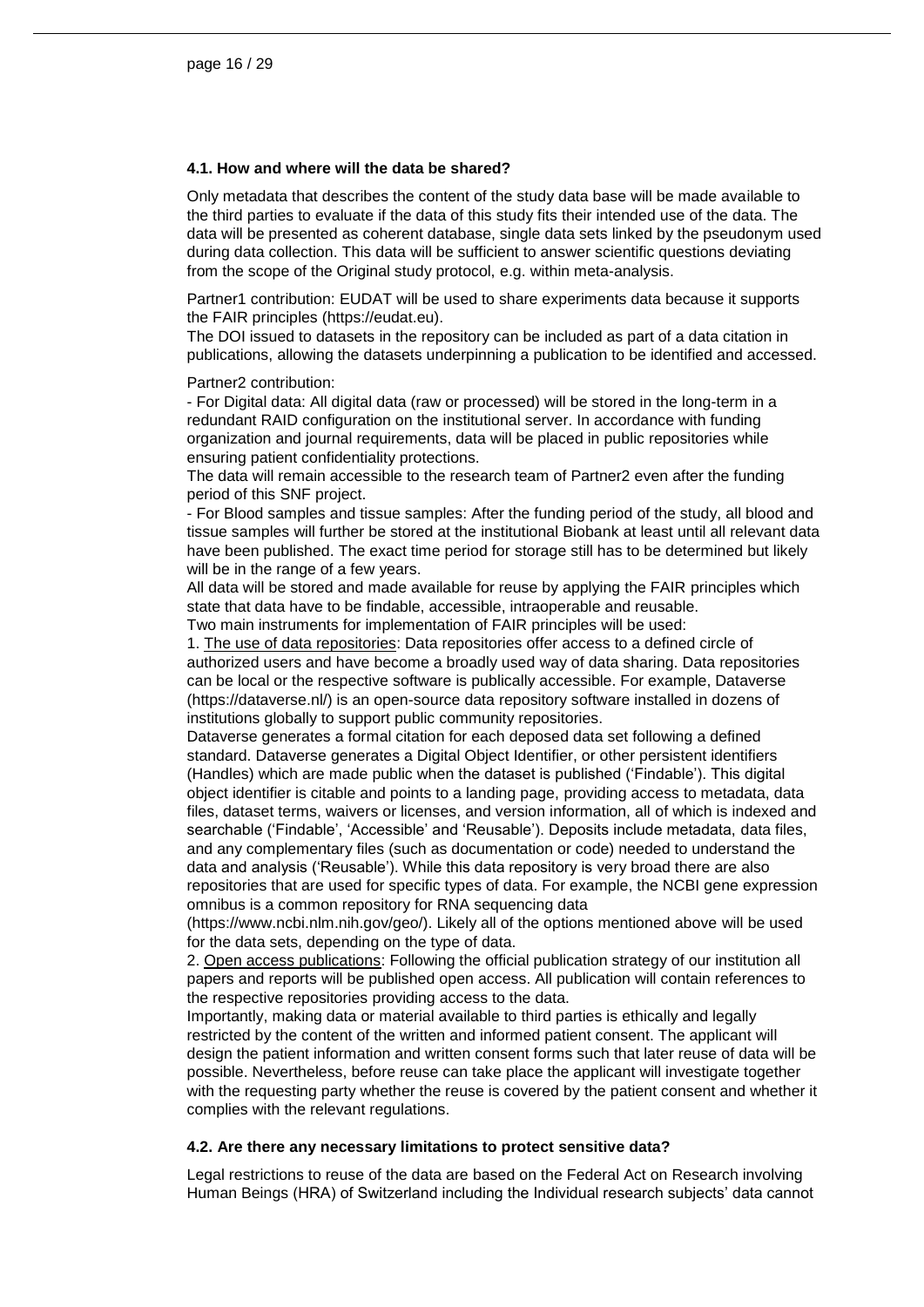### 4.1. How and where will the data be shared?

Only metadata that describes the content of the study data base will be made available to the third parties to evaluate if the data of this study fits their intended use of the data. The data will be presented as coherent database, single data sets linked by the pseudonym used during data collection. This data will be sufficient to answer scientific questions deviating from the scope of the Original study protocol, e.g. within meta-analysis.

Partner1 contribution: EUDAT will be used to share experiments data because it supports the FAIR principles (https://eudat.eu).
The DOI issued to datasets in the repository can be included as part of a data citation in publications, allowing the datasets underpinning a publication to be identified and accessed.

Partner2 contribution:
- For Digital data: All digital data (raw or processed) will be stored in the long-term in a redundant RAID configuration on the institutional server. In accordance with funding organization and journal requirements, data will be placed in public repositories while ensuring patient confidentiality protections.
The data will remain accessible to the research team of Partner2 even after the funding period of this SNF project.
- For Blood samples and tissue samples: After the funding period of the study, all blood and tissue samples will further be stored at the institutional Biobank at least until all relevant data have been published. The exact time period for storage still has to be determined but likely will be in the range of a few years.
All data will be stored and made available for reuse by applying the FAIR principles which state that data have to be findable, accessible, intraoperable and reusable.
Two main instruments for implementation of FAIR principles will be used:
1. <u>The use of data repositories</u>: Data repositories offer access to a defined circle of authorized users and have become a broadly used way of data sharing. Data repositories can be local or the respective software is publically accessible. For example, Dataverse (https://dataverse.nl/) is an open-source data repository software installed in dozens of institutions globally to support public community repositories.
Dataverse generates a formal citation for each deposed data set following a defined standard. Dataverse generates a Digital Object Identifier, or other persistent identifiers (Handles) which are made public when the dataset is published ('Findable'). This digital object identifier is citable and points to a landing page, providing access to metadata, data files, dataset terms, waivers or licenses, and version information, all of which is indexed and searchable ('Findable', 'Accessible' and 'Reusable'). Deposits include metadata, data files, and any complementary files (such as documentation or code) needed to understand the data and analysis ('Reusable'). While this data repository is very broad there are also repositories that are used for specific types of data. For example, the NCBI gene expression omnibus is a common repository for RNA sequencing data (https://www.ncbi.nlm.nih.gov/geo/). Likely all of the options mentioned above will be used for the data sets, depending on the type of data.
2. <u>Open access publications</u>: Following the official publication strategy of our institution all papers and reports will be published open access. All publication will contain references to the respective repositories providing access to the data.
Importantly, making data or material available to third parties is ethically and legally restricted by the content of the written and informed patient consent. The applicant will design the patient information and written consent forms such that later reuse of data will be possible. Nevertheless, before reuse can take place the applicant will investigate together with the requesting party whether the reuse is covered by the patient consent and whether it complies with the relevant regulations.

### 4.2. Are there any necessary limitations to protect sensitive data?

Legal restrictions to reuse of the data are based on the Federal Act on Research involving Human Beings (HRA) of Switzerland including the Individual research subjects' data cannot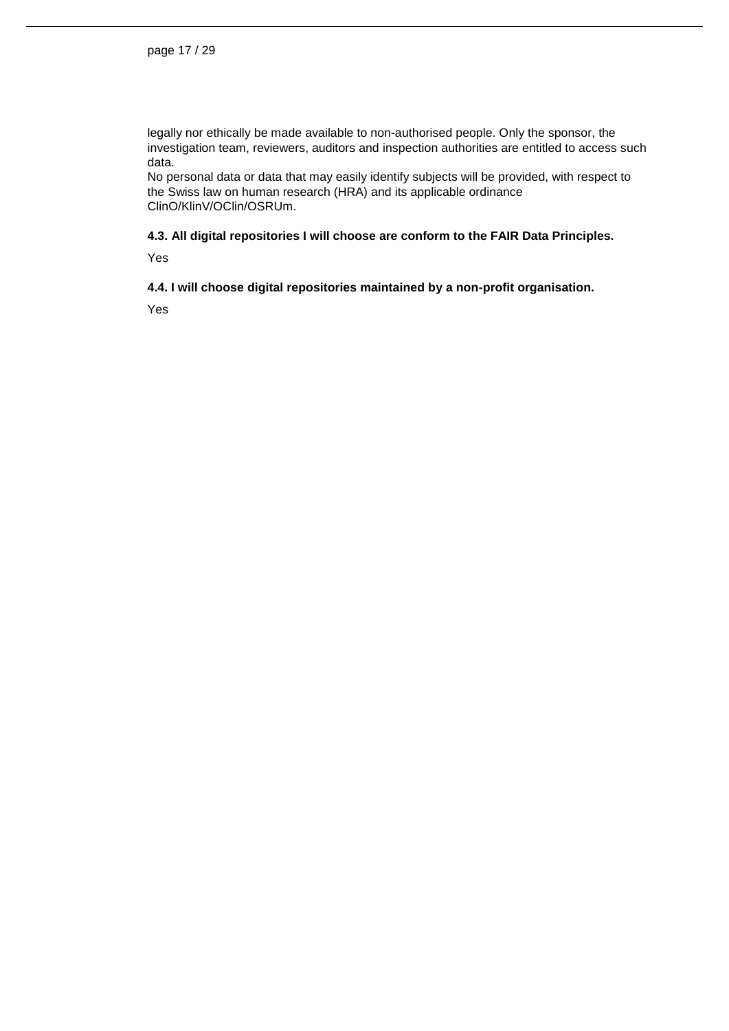legally nor ethically be made available to non-authorised people. Only the sponsor, the investigation team, reviewers, auditors and inspection authorities are entitled to access such data.
No personal data or data that may easily identify subjects will be provided, with respect to the Swiss law on human research (HRA) and its applicable ordinance ClinO/KlinV/OClin/OSRUm.

**4.3. All digital repositories I will choose are conform to the FAIR Data Principles.**

Yes

**4.4. I will choose digital repositories maintained by a non-profit organisation.**

Yes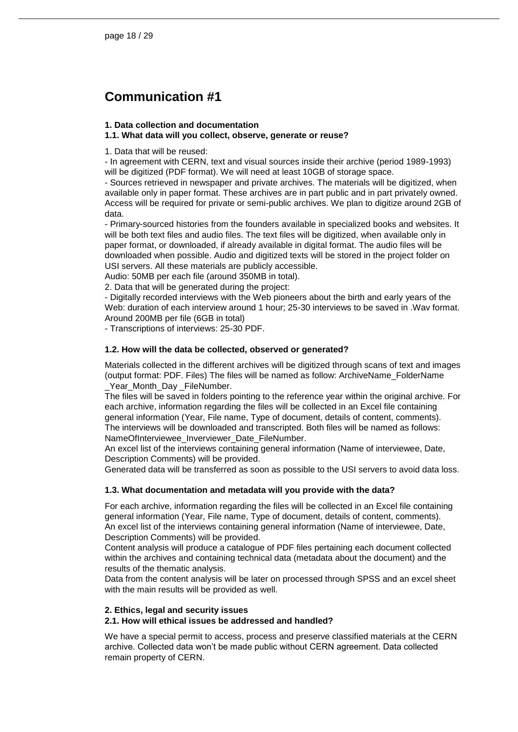# Communication #1

### 1. Data collection and documentation

### 1.1. What data will you collect, observe, generate or reuse?

1. Data that will be reused:

- In agreement with CERN, text and visual sources inside their archive (period 1989-1993) will be digitized (PDF format). We will need at least 10GB of storage space.
- Sources retrieved in newspaper and private archives. The materials will be digitized, when available only in paper format. These archives are in part public and in part privately owned. Access will be required for private or semi-public archives. We plan to digitize around 2GB of data.
- Primary-sourced histories from the founders available in specialized books and websites. It will be both text files and audio files. The text files will be digitized, when available only in paper format, or downloaded, if already available in digital format. The audio files will be downloaded when possible. Audio and digitized texts will be stored in the project folder on USI servers. All these materials are publicly accessible.

Audio: 50MB per each file (around 350MB in total).

2. Data that will be generated during the project:

- Digitally recorded interviews with the Web pioneers about the birth and early years of the Web: duration of each interview around 1 hour; 25-30 interviews to be saved in .Wav format. Around 200MB per file (6GB in total)
- Transcriptions of interviews: 25-30 PDF.

### 1.2. How will the data be collected, observed or generated?

Materials collected in the different archives will be digitized through scans of text and images (output format: PDF. Files) The files will be named as follow: ArchiveName_FolderName _Year_Month_Day _FileNumber.

The files will be saved in folders pointing to the reference year within the original archive. For each archive, information regarding the files will be collected in an Excel file containing general information (Year, File name, Type of document, details of content, comments).

The interviews will be downloaded and transcripted. Both files will be named as follows: NameOfInterviewee_Inverviewer_Date_FileNumber.

An excel list of the interviews containing general information (Name of interviewee, Date, Description Comments) will be provided.

Generated data will be transferred as soon as possible to the USI servers to avoid data loss.

### 1.3. What documentation and metadata will you provide with the data?

For each archive, information regarding the files will be collected in an Excel file containing general information (Year, File name, Type of document, details of content, comments).

An excel list of the interviews containing general information (Name of interviewee, Date, Description Comments) will be provided.

Content analysis will produce a catalogue of PDF files pertaining each document collected within the archives and containing technical data (metadata about the document) and the results of the thematic analysis.

Data from the content analysis will be later on processed through SPSS and an excel sheet with the main results will be provided as well.

### 2. Ethics, legal and security issues

### 2.1. How will ethical issues be addressed and handled?

We have a special permit to access, process and preserve classified materials at the CERN archive. Collected data won't be made public without CERN agreement. Data collected remain property of CERN.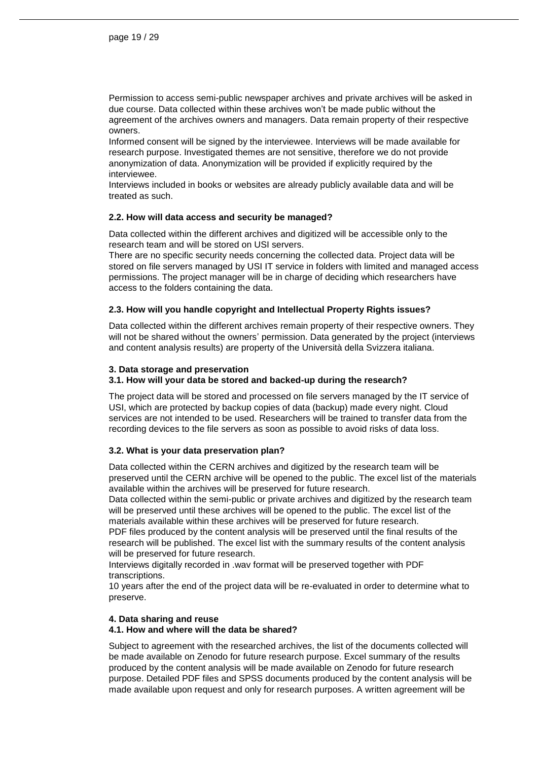Permission to access semi-public newspaper archives and private archives will be asked in due course. Data collected within these archives won't be made public without the agreement of the archives owners and managers. Data remain property of their respective owners.
Informed consent will be signed by the interviewee. Interviews will be made available for research purpose. Investigated themes are not sensitive, therefore we do not provide anonymization of data. Anonymization will be provided if explicitly required by the interviewee.
Interviews included in books or websites are already publicly available data and will be treated as such.

**2.2. How will data access and security be managed?**

Data collected within the different archives and digitized will be accessible only to the research team and will be stored on USI servers.
There are no specific security needs concerning the collected data. Project data will be stored on file servers managed by USI IT service in folders with limited and managed access permissions. The project manager will be in charge of deciding which researchers have access to the folders containing the data.

**2.3. How will you handle copyright and Intellectual Property Rights issues?**

Data collected within the different archives remain property of their respective owners. They will not be shared without the owners' permission. Data generated by the project (interviews and content analysis results) are property of the Università della Svizzera italiana.

**3. Data storage and preservation**
**3.1. How will your data be stored and backed-up during the research?**

The project data will be stored and processed on file servers managed by the IT service of USI, which are protected by backup copies of data (backup) made every night. Cloud services are not intended to be used. Researchers will be trained to transfer data from the recording devices to the file servers as soon as possible to avoid risks of data loss.

**3.2. What is your data preservation plan?**

Data collected within the CERN archives and digitized by the research team will be preserved until the CERN archive will be opened to the public. The excel list of the materials available within the archives will be preserved for future research.
Data collected within the semi-public or private archives and digitized by the research team will be preserved until these archives will be opened to the public. The excel list of the materials available within these archives will be preserved for future research.
PDF files produced by the content analysis will be preserved until the final results of the research will be published. The excel list with the summary results of the content analysis will be preserved for future research.
Interviews digitally recorded in .wav format will be preserved together with PDF transcriptions.
10 years after the end of the project data will be re-evaluated in order to determine what to preserve.

**4. Data sharing and reuse**
**4.1. How and where will the data be shared?**

Subject to agreement with the researched archives, the list of the documents collected will be made available on Zenodo for future research purpose. Excel summary of the results produced by the content analysis will be made available on Zenodo for future research purpose. Detailed PDF files and SPSS documents produced by the content analysis will be made available upon request and only for research purposes. A written agreement will be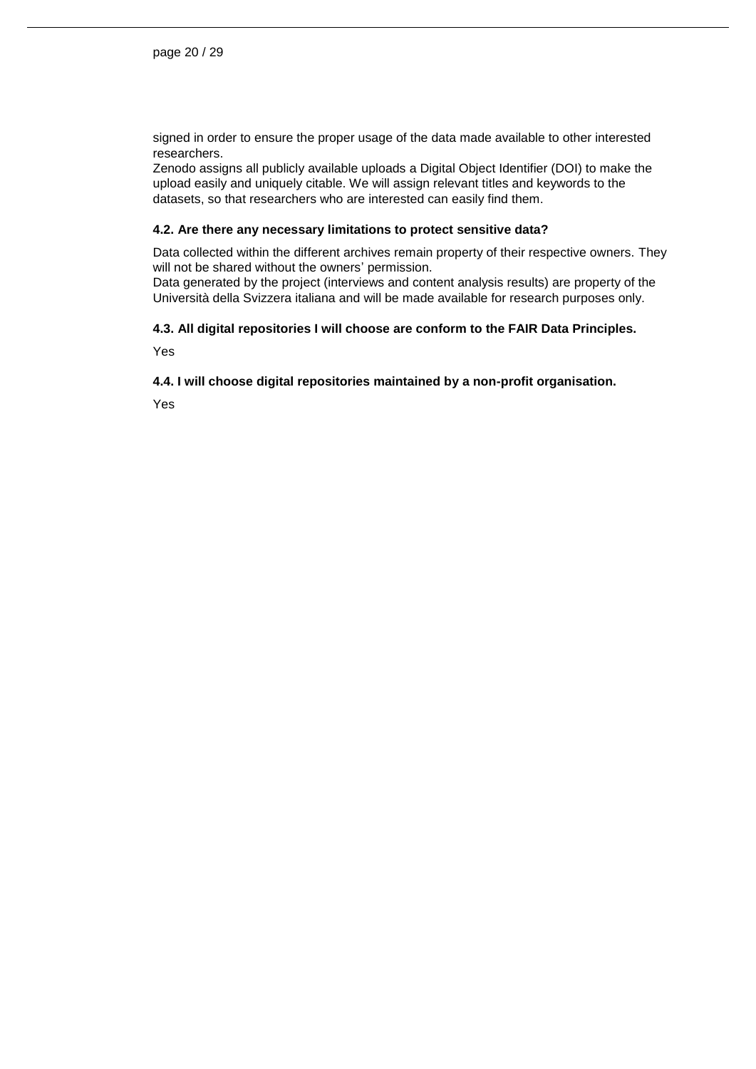signed in order to ensure the proper usage of the data made available to other interested researchers.
Zenodo assigns all publicly available uploads a Digital Object Identifier (DOI) to make the upload easily and uniquely citable. We will assign relevant titles and keywords to the datasets, so that researchers who are interested can easily find them.

#### 4.2. Are there any necessary limitations to protect sensitive data?

Data collected within the different archives remain property of their respective owners. They will not be shared without the owners' permission.
Data generated by the project (interviews and content analysis results) are property of the Università della Svizzera italiana and will be made available for research purposes only.

#### 4.3. All digital repositories I will choose are conform to the FAIR Data Principles.

Yes

#### 4.4. I will choose digital repositories maintained by a non-profit organisation.

Yes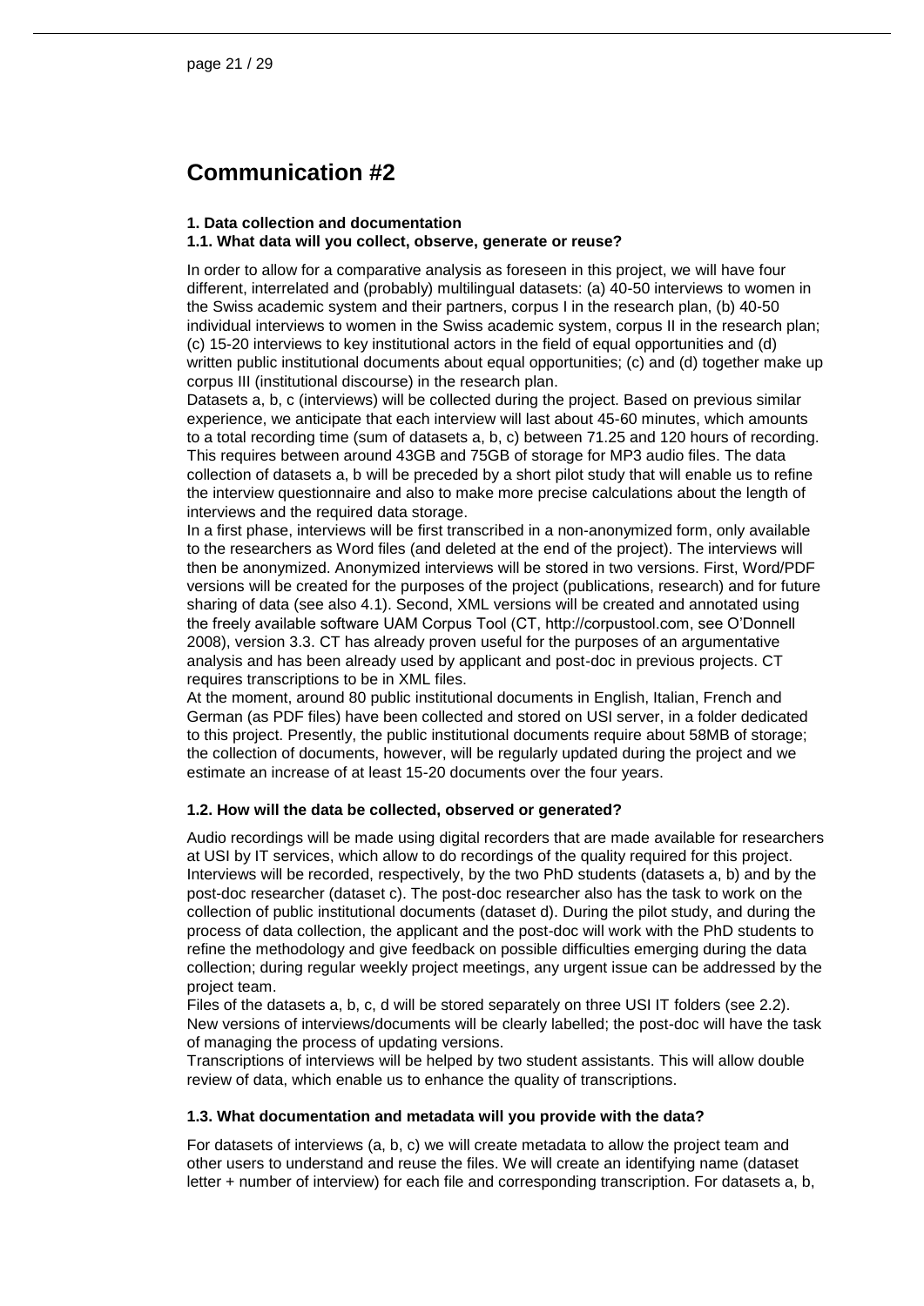# Communication #2

**1. Data collection and documentation**
**1.1. What data will you collect, observe, generate or reuse?**

In order to allow for a comparative analysis as foreseen in this project, we will have four different, interrelated and (probably) multilingual datasets: (a) 40-50 interviews to women in the Swiss academic system and their partners, corpus I in the research plan, (b) 40-50 individual interviews to women in the Swiss academic system, corpus II in the research plan; (c) 15-20 interviews to key institutional actors in the field of equal opportunities and (d) written public institutional documents about equal opportunities; (c) and (d) together make up corpus III (institutional discourse) in the research plan.

Datasets a, b, c (interviews) will be collected during the project. Based on previous similar experience, we anticipate that each interview will last about 45-60 minutes, which amounts to a total recording time (sum of datasets a, b, c) between 71.25 and 120 hours of recording. This requires between around 43GB and 75GB of storage for MP3 audio files. The data collection of datasets a, b will be preceded by a short pilot study that will enable us to refine the interview questionnaire and also to make more precise calculations about the length of interviews and the required data storage.

In a first phase, interviews will be first transcribed in a non-anonymized form, only available to the researchers as Word files (and deleted at the end of the project). The interviews will then be anonymized. Anonymized interviews will be stored in two versions. First, Word/PDF versions will be created for the purposes of the project (publications, research) and for future sharing of data (see also 4.1). Second, XML versions will be created and annotated using the freely available software UAM Corpus Tool (CT, http://corpustool.com, see O'Donnell 2008), version 3.3. CT has already proven useful for the purposes of an argumentative analysis and has been already used by applicant and post-doc in previous projects. CT requires transcriptions to be in XML files.

At the moment, around 80 public institutional documents in English, Italian, French and German (as PDF files) have been collected and stored on USI server, in a folder dedicated to this project. Presently, the public institutional documents require about 58MB of storage; the collection of documents, however, will be regularly updated during the project and we estimate an increase of at least 15-20 documents over the four years.

**1.2. How will the data be collected, observed or generated?**

Audio recordings will be made using digital recorders that are made available for researchers at USI by IT services, which allow to do recordings of the quality required for this project. Interviews will be recorded, respectively, by the two PhD students (datasets a, b) and by the post-doc researcher (dataset c). The post-doc researcher also has the task to work on the collection of public institutional documents (dataset d). During the pilot study, and during the process of data collection, the applicant and the post-doc will work with the PhD students to refine the methodology and give feedback on possible difficulties emerging during the data collection; during regular weekly project meetings, any urgent issue can be addressed by the project team.

Files of the datasets a, b, c, d will be stored separately on three USI IT folders (see 2.2). New versions of interviews/documents will be clearly labelled; the post-doc will have the task of managing the process of updating versions.

Transcriptions of interviews will be helped by two student assistants. This will allow double review of data, which enable us to enhance the quality of transcriptions.

**1.3. What documentation and metadata will you provide with the data?**

For datasets of interviews (a, b, c) we will create metadata to allow the project team and other users to understand and reuse the files. We will create an identifying name (dataset letter + number of interview) for each file and corresponding transcription. For datasets a, b,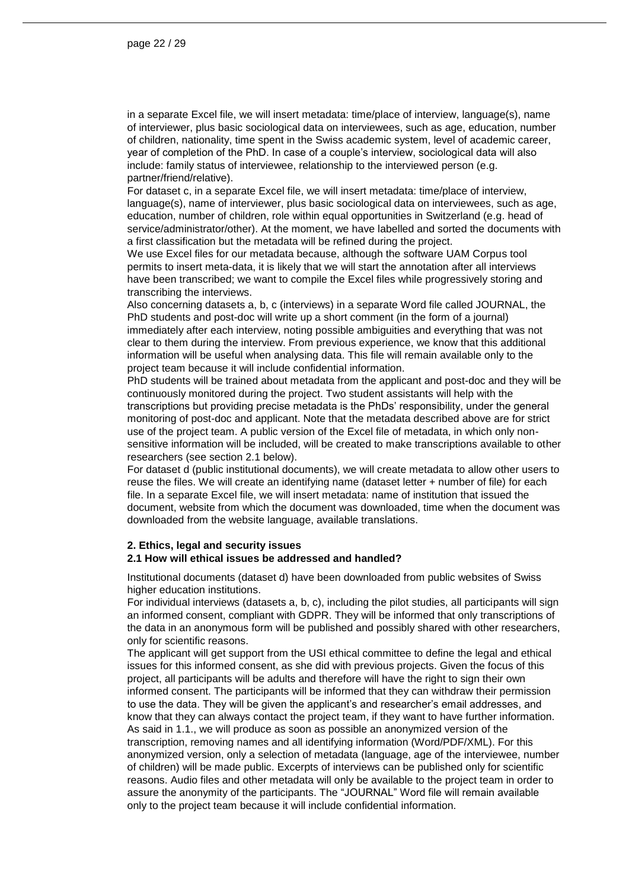in a separate Excel file, we will insert metadata: time/place of interview, language(s), name of interviewer, plus basic sociological data on interviewees, such as age, education, number of children, nationality, time spent in the Swiss academic system, level of academic career, year of completion of the PhD. In case of a couple's interview, sociological data will also include: family status of interviewee, relationship to the interviewed person (e.g. partner/friend/relative).

For dataset c, in a separate Excel file, we will insert metadata: time/place of interview, language(s), name of interviewer, plus basic sociological data on interviewees, such as age, education, number of children, role within equal opportunities in Switzerland (e.g. head of service/administrator/other). At the moment, we have labelled and sorted the documents with a first classification but the metadata will be refined during the project.

We use Excel files for our metadata because, although the software UAM Corpus tool permits to insert meta-data, it is likely that we will start the annotation after all interviews have been transcribed; we want to compile the Excel files while progressively storing and transcribing the interviews.

Also concerning datasets a, b, c (interviews) in a separate Word file called JOURNAL, the PhD students and post-doc will write up a short comment (in the form of a journal) immediately after each interview, noting possible ambiguities and everything that was not clear to them during the interview. From previous experience, we know that this additional information will be useful when analysing data. This file will remain available only to the project team because it will include confidential information.

PhD students will be trained about metadata from the applicant and post-doc and they will be continuously monitored during the project. Two student assistants will help with the transcriptions but providing precise metadata is the PhDs' responsibility, under the general monitoring of post-doc and applicant. Note that the metadata described above are for strict use of the project team. A public version of the Excel file of metadata, in which only non-sensitive information will be included, will be created to make transcriptions available to other researchers (see section 2.1 below).

For dataset d (public institutional documents), we will create metadata to allow other users to reuse the files. We will create an identifying name (dataset letter + number of file) for each file. In a separate Excel file, we will insert metadata: name of institution that issued the document, website from which the document was downloaded, time when the document was downloaded from the website language, available translations.

## 2. Ethics, legal and security issues

### 2.1 How will ethical issues be addressed and handled?

Institutional documents (dataset d) have been downloaded from public websites of Swiss higher education institutions.

For individual interviews (datasets a, b, c), including the pilot studies, all participants will sign an informed consent, compliant with GDPR. They will be informed that only transcriptions of the data in an anonymous form will be published and possibly shared with other researchers, only for scientific reasons.

The applicant will get support from the USI ethical committee to define the legal and ethical issues for this informed consent, as she did with previous projects. Given the focus of this project, all participants will be adults and therefore will have the right to sign their own informed consent. The participants will be informed that they can withdraw their permission to use the data. They will be given the applicant's and researcher's email addresses, and know that they can always contact the project team, if they want to have further information. As said in 1.1., we will produce as soon as possible an anonymized version of the transcription, removing names and all identifying information (Word/PDF/XML). For this anonymized version, only a selection of metadata (language, age of the interviewee, number of children) will be made public. Excerpts of interviews can be published only for scientific reasons. Audio files and other metadata will only be available to the project team in order to assure the anonymity of the participants. The "JOURNAL" Word file will remain available only to the project team because it will include confidential information.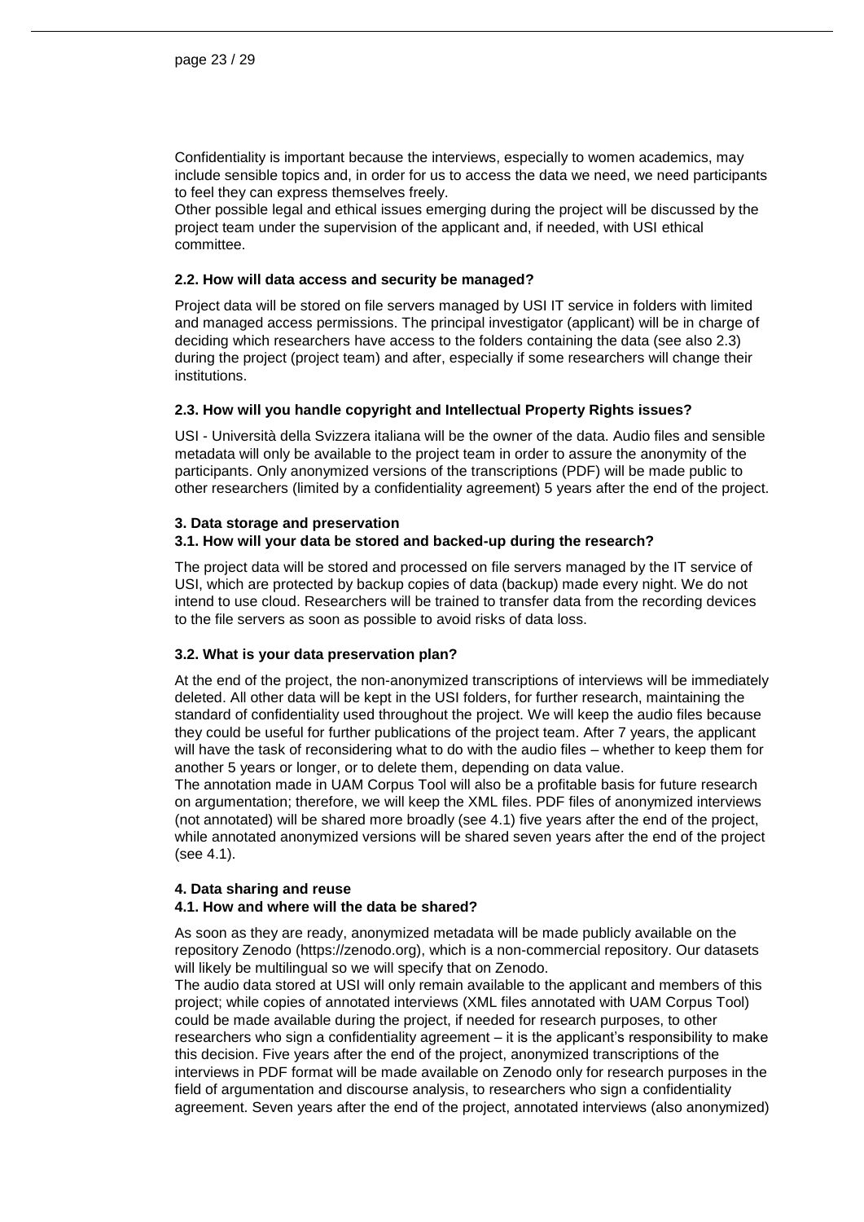Confidentiality is important because the interviews, especially to women academics, may include sensible topics and, in order for us to access the data we need, we need participants to feel they can express themselves freely.

Other possible legal and ethical issues emerging during the project will be discussed by the project team under the supervision of the applicant and, if needed, with USI ethical committee.

**2.2. How will data access and security be managed?**

Project data will be stored on file servers managed by USI IT service in folders with limited and managed access permissions. The principal investigator (applicant) will be in charge of deciding which researchers have access to the folders containing the data (see also 2.3) during the project (project team) and after, especially if some researchers will change their institutions.

**2.3. How will you handle copyright and Intellectual Property Rights issues?**

USI - Università della Svizzera italiana will be the owner of the data. Audio files and sensible metadata will only be available to the project team in order to assure the anonymity of the participants. Only anonymized versions of the transcriptions (PDF) will be made public to other researchers (limited by a confidentiality agreement) 5 years after the end of the project.

**3. Data storage and preservation**

**3.1. How will your data be stored and backed-up during the research?**

The project data will be stored and processed on file servers managed by the IT service of USI, which are protected by backup copies of data (backup) made every night. We do not intend to use cloud. Researchers will be trained to transfer data from the recording devices to the file servers as soon as possible to avoid risks of data loss.

**3.2. What is your data preservation plan?**

At the end of the project, the non-anonymized transcriptions of interviews will be immediately deleted. All other data will be kept in the USI folders, for further research, maintaining the standard of confidentiality used throughout the project. We will keep the audio files because they could be useful for further publications of the project team. After 7 years, the applicant will have the task of reconsidering what to do with the audio files – whether to keep them for another 5 years or longer, or to delete them, depending on data value.

The annotation made in UAM Corpus Tool will also be a profitable basis for future research on argumentation; therefore, we will keep the XML files. PDF files of anonymized interviews (not annotated) will be shared more broadly (see 4.1) five years after the end of the project, while annotated anonymized versions will be shared seven years after the end of the project (see 4.1).

**4. Data sharing and reuse**

**4.1. How and where will the data be shared?**

As soon as they are ready, anonymized metadata will be made publicly available on the repository Zenodo (https://zenodo.org), which is a non-commercial repository. Our datasets will likely be multilingual so we will specify that on Zenodo.

The audio data stored at USI will only remain available to the applicant and members of this project; while copies of annotated interviews (XML files annotated with UAM Corpus Tool) could be made available during the project, if needed for research purposes, to other researchers who sign a confidentiality agreement – it is the applicant's responsibility to make this decision. Five years after the end of the project, anonymized transcriptions of the interviews in PDF format will be made available on Zenodo only for research purposes in the field of argumentation and discourse analysis, to researchers who sign a confidentiality agreement. Seven years after the end of the project, annotated interviews (also anonymized)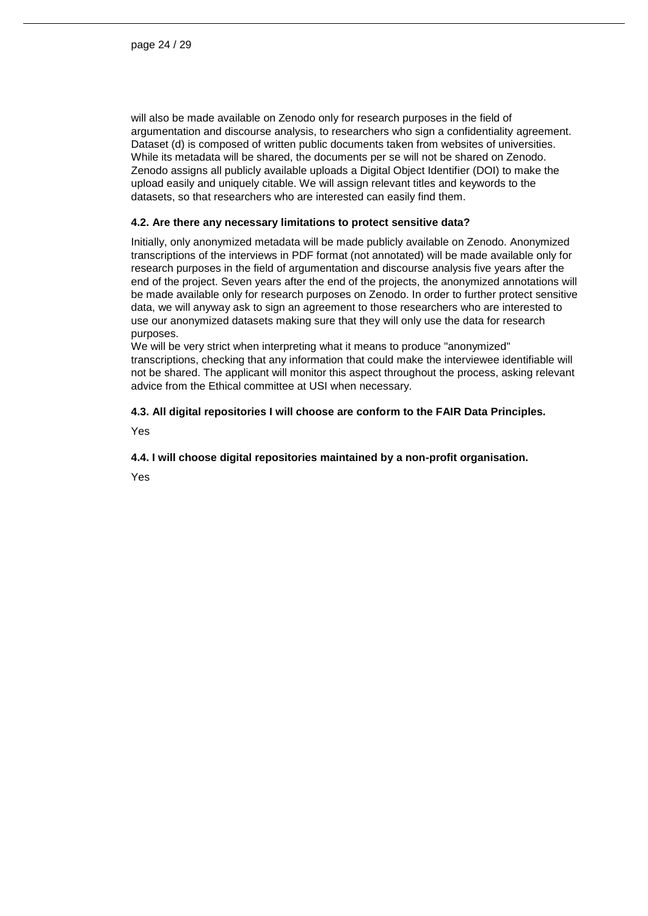will also be made available on Zenodo only for research purposes in the field of argumentation and discourse analysis, to researchers who sign a confidentiality agreement. Dataset (d) is composed of written public documents taken from websites of universities. While its metadata will be shared, the documents per se will not be shared on Zenodo. Zenodo assigns all publicly available uploads a Digital Object Identifier (DOI) to make the upload easily and uniquely citable. We will assign relevant titles and keywords to the datasets, so that researchers who are interested can easily find them.

#### 4.2. Are there any necessary limitations to protect sensitive data?

Initially, only anonymized metadata will be made publicly available on Zenodo. Anonymized transcriptions of the interviews in PDF format (not annotated) will be made available only for research purposes in the field of argumentation and discourse analysis five years after the end of the project. Seven years after the end of the projects, the anonymized annotations will be made available only for research purposes on Zenodo. In order to further protect sensitive data, we will anyway ask to sign an agreement to those researchers who are interested to use our anonymized datasets making sure that they will only use the data for research purposes.
We will be very strict when interpreting what it means to produce "anonymized" transcriptions, checking that any information that could make the interviewee identifiable will not be shared. The applicant will monitor this aspect throughout the process, asking relevant advice from the Ethical committee at USI when necessary.

#### 4.3. All digital repositories I will choose are conform to the FAIR Data Principles.

Yes

#### 4.4. I will choose digital repositories maintained by a non-profit organisation.

Yes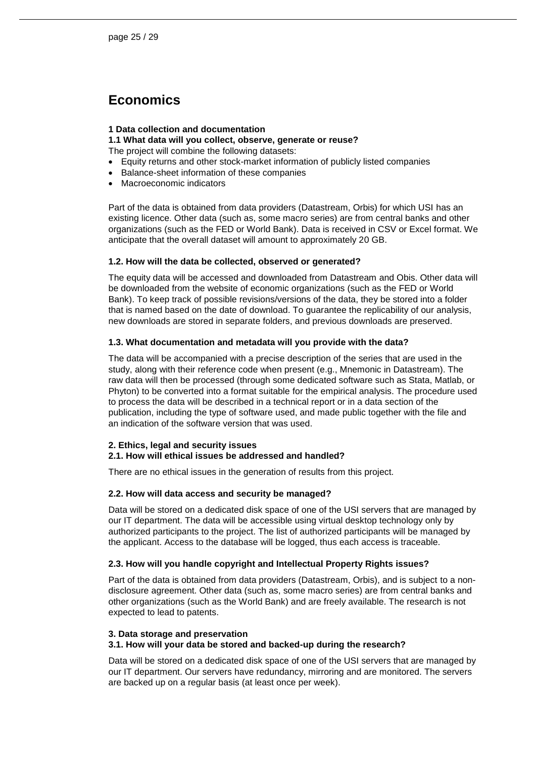# Economics

**1 Data collection and documentation**

**1.1 What data will you collect, observe, generate or reuse?**

The project will combine the following datasets:

- Equity returns and other stock-market information of publicly listed companies
- Balance-sheet information of these companies
- Macroeconomic indicators

Part of the data is obtained from data providers (Datastream, Orbis) for which USI has an existing licence. Other data (such as, some macro series) are from central banks and other organizations (such as the FED or World Bank). Data is received in CSV or Excel format. We anticipate that the overall dataset will amount to approximately 20 GB.

**1.2. How will the data be collected, observed or generated?**

The equity data will be accessed and downloaded from Datastream and Obis. Other data will be downloaded from the website of economic organizations (such as the FED or World Bank). To keep track of possible revisions/versions of the data, they be stored into a folder that is named based on the date of download. To guarantee the replicability of our analysis, new downloads are stored in separate folders, and previous downloads are preserved.

**1.3. What documentation and metadata will you provide with the data?**

The data will be accompanied with a precise description of the series that are used in the study, along with their reference code when present (e.g., Mnemonic in Datastream). The raw data will then be processed (through some dedicated software such as Stata, Matlab, or Phyton) to be converted into a format suitable for the empirical analysis. The procedure used to process the data will be described in a technical report or in a data section of the publication, including the type of software used, and made public together with the file and an indication of the software version that was used.

**2. Ethics, legal and security issues**

**2.1. How will ethical issues be addressed and handled?**

There are no ethical issues in the generation of results from this project.

**2.2. How will data access and security be managed?**

Data will be stored on a dedicated disk space of one of the USI servers that are managed by our IT department. The data will be accessible using virtual desktop technology only by authorized participants to the project. The list of authorized participants will be managed by the applicant. Access to the database will be logged, thus each access is traceable.

**2.3. How will you handle copyright and Intellectual Property Rights issues?**

Part of the data is obtained from data providers (Datastream, Orbis), and is subject to a non-disclosure agreement. Other data (such as, some macro series) are from central banks and other organizations (such as the World Bank) and are freely available. The research is not expected to lead to patents.

**3. Data storage and preservation**

**3.1. How will your data be stored and backed-up during the research?**

Data will be stored on a dedicated disk space of one of the USI servers that are managed by our IT department. Our servers have redundancy, mirroring and are monitored. The servers are backed up on a regular basis (at least once per week).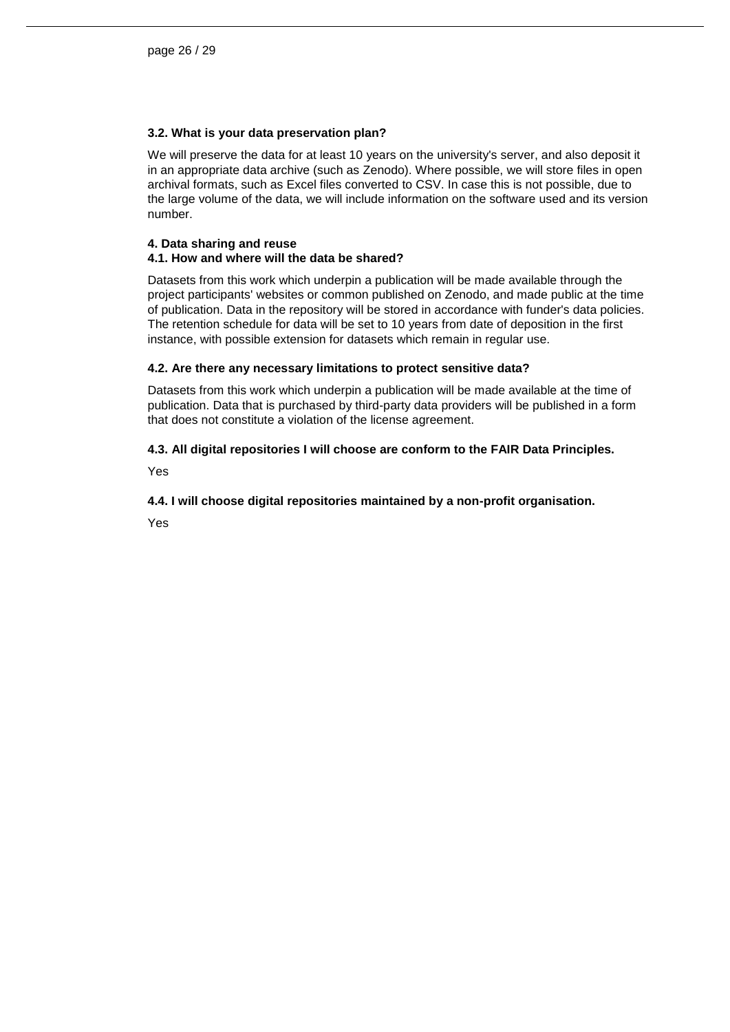**3.2. What is your data preservation plan?**

We will preserve the data for at least 10 years on the university's server, and also deposit it in an appropriate data archive (such as Zenodo). Where possible, we will store files in open archival formats, such as Excel files converted to CSV. In case this is not possible, due to the large volume of the data, we will include information on the software used and its version number.

**4. Data sharing and reuse**

**4.1. How and where will the data be shared?**

Datasets from this work which underpin a publication will be made available through the project participants' websites or common published on Zenodo, and made public at the time of publication. Data in the repository will be stored in accordance with funder's data policies. The retention schedule for data will be set to 10 years from date of deposition in the first instance, with possible extension for datasets which remain in regular use.

**4.2. Are there any necessary limitations to protect sensitive data?**

Datasets from this work which underpin a publication will be made available at the time of publication. Data that is purchased by third-party data providers will be published in a form that does not constitute a violation of the license agreement.

**4.3. All digital repositories I will choose are conform to the FAIR Data Principles.**

Yes

**4.4. I will choose digital repositories maintained by a non-profit organisation.**

Yes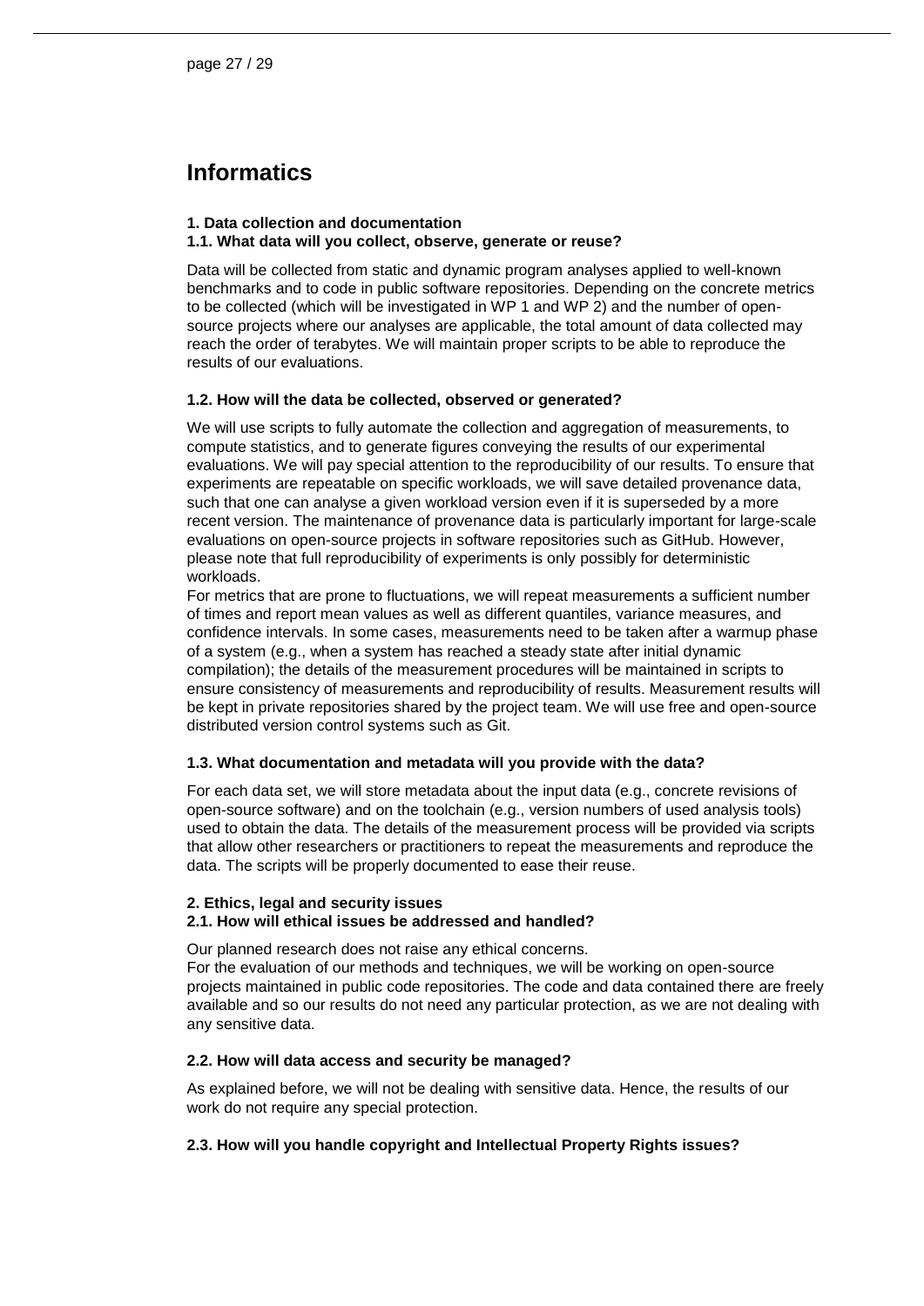# Informatics

**1. Data collection and documentation**
**1.1. What data will you collect, observe, generate or reuse?**

Data will be collected from static and dynamic program analyses applied to well-known benchmarks and to code in public software repositories. Depending on the concrete metrics to be collected (which will be investigated in WP 1 and WP 2) and the number of open-source projects where our analyses are applicable, the total amount of data collected may reach the order of terabytes. We will maintain proper scripts to be able to reproduce the results of our evaluations.

**1.2. How will the data be collected, observed or generated?**

We will use scripts to fully automate the collection and aggregation of measurements, to compute statistics, and to generate figures conveying the results of our experimental evaluations. We will pay special attention to the reproducibility of our results. To ensure that experiments are repeatable on specific workloads, we will save detailed provenance data, such that one can analyse a given workload version even if it is superseded by a more recent version. The maintenance of provenance data is particularly important for large-scale evaluations on open-source projects in software repositories such as GitHub. However, please note that full reproducibility of experiments is only possibly for deterministic workloads.

For metrics that are prone to fluctuations, we will repeat measurements a sufficient number of times and report mean values as well as different quantiles, variance measures, and confidence intervals. In some cases, measurements need to be taken after a warmup phase of a system (e.g., when a system has reached a steady state after initial dynamic compilation); the details of the measurement procedures will be maintained in scripts to ensure consistency of measurements and reproducibility of results. Measurement results will be kept in private repositories shared by the project team. We will use free and open-source distributed version control systems such as Git.

**1.3. What documentation and metadata will you provide with the data?**

For each data set, we will store metadata about the input data (e.g., concrete revisions of open-source software) and on the toolchain (e.g., version numbers of used analysis tools) used to obtain the data. The details of the measurement process will be provided via scripts that allow other researchers or practitioners to repeat the measurements and reproduce the data. The scripts will be properly documented to ease their reuse.

**2. Ethics, legal and security issues**
**2.1. How will ethical issues be addressed and handled?**

Our planned research does not raise any ethical concerns.
For the evaluation of our methods and techniques, we will be working on open-source projects maintained in public code repositories. The code and data contained there are freely available and so our results do not need any particular protection, as we are not dealing with any sensitive data.

**2.2. How will data access and security be managed?**

As explained before, we will not be dealing with sensitive data. Hence, the results of our work do not require any special protection.

**2.3. How will you handle copyright and Intellectual Property Rights issues?**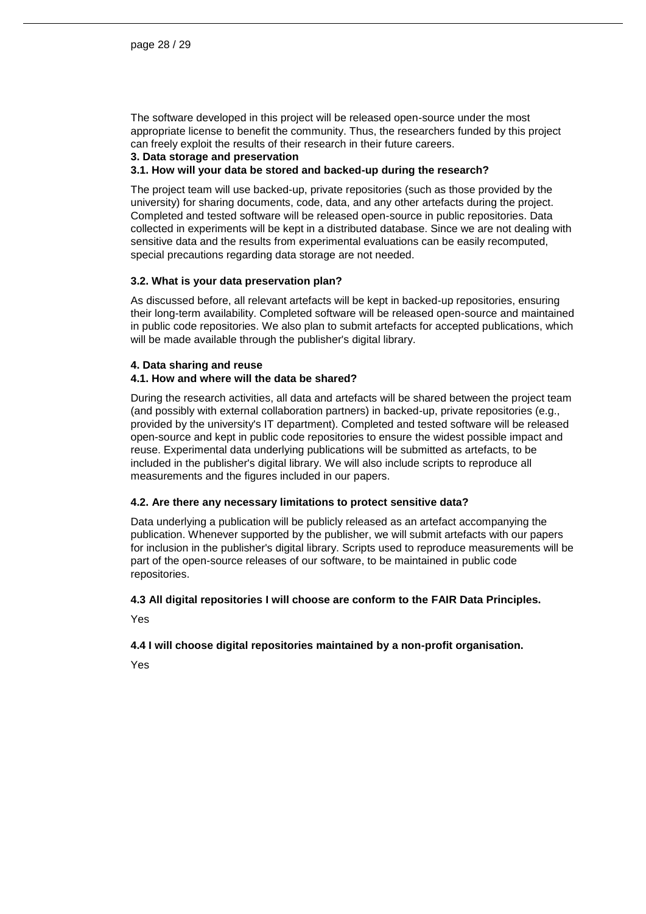The software developed in this project will be released open-source under the most appropriate license to benefit the community. Thus, the researchers funded by this project can freely exploit the results of their research in their future careers.

### 3. Data storage and preservation

#### 3.1. How will your data be stored and backed-up during the research?

The project team will use backed-up, private repositories (such as those provided by the university) for sharing documents, code, data, and any other artefacts during the project. Completed and tested software will be released open-source in public repositories. Data collected in experiments will be kept in a distributed database. Since we are not dealing with sensitive data and the results from experimental evaluations can be easily recomputed, special precautions regarding data storage are not needed.

#### 3.2. What is your data preservation plan?

As discussed before, all relevant artefacts will be kept in backed-up repositories, ensuring their long-term availability. Completed software will be released open-source and maintained in public code repositories. We also plan to submit artefacts for accepted publications, which will be made available through the publisher's digital library.

### 4. Data sharing and reuse

#### 4.1. How and where will the data be shared?

During the research activities, all data and artefacts will be shared between the project team (and possibly with external collaboration partners) in backed-up, private repositories (e.g., provided by the university's IT department). Completed and tested software will be released open-source and kept in public code repositories to ensure the widest possible impact and reuse. Experimental data underlying publications will be submitted as artefacts, to be included in the publisher's digital library. We will also include scripts to reproduce all measurements and the figures included in our papers.

#### 4.2. Are there any necessary limitations to protect sensitive data?

Data underlying a publication will be publicly released as an artefact accompanying the publication. Whenever supported by the publisher, we will submit artefacts with our papers for inclusion in the publisher's digital library. Scripts used to reproduce measurements will be part of the open-source releases of our software, to be maintained in public code repositories.

#### 4.3 All digital repositories I will choose are conform to the FAIR Data Principles.

Yes

#### 4.4 I will choose digital repositories maintained by a non-profit organisation.

Yes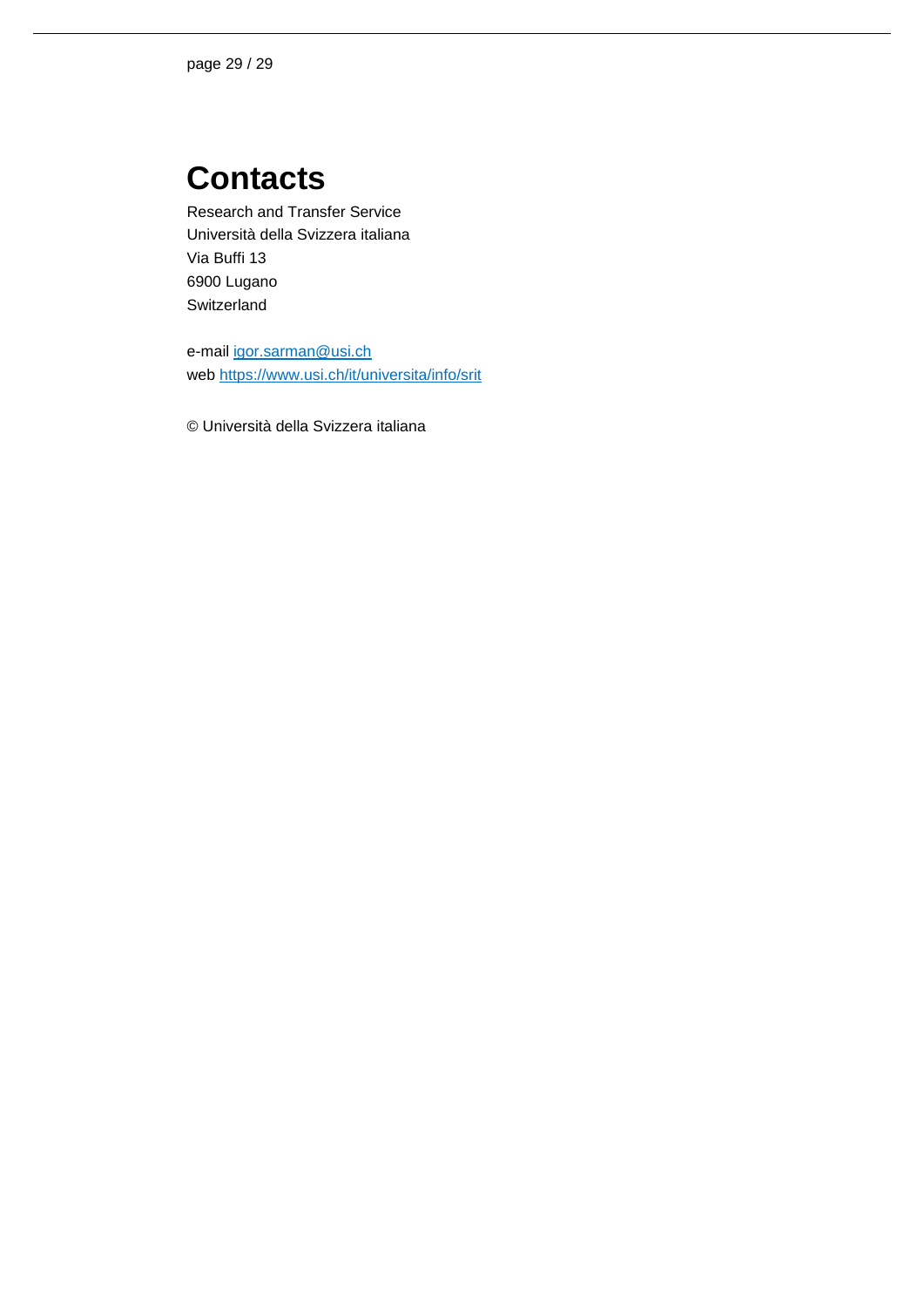# Contacts

Research and Transfer Service
Università della Svizzera italiana
Via Buffi 13
6900 Lugano
Switzerland

e-mail igor.sarman@usi.ch
web https://www.usi.ch/it/universita/info/srit

© Università della Svizzera italiana